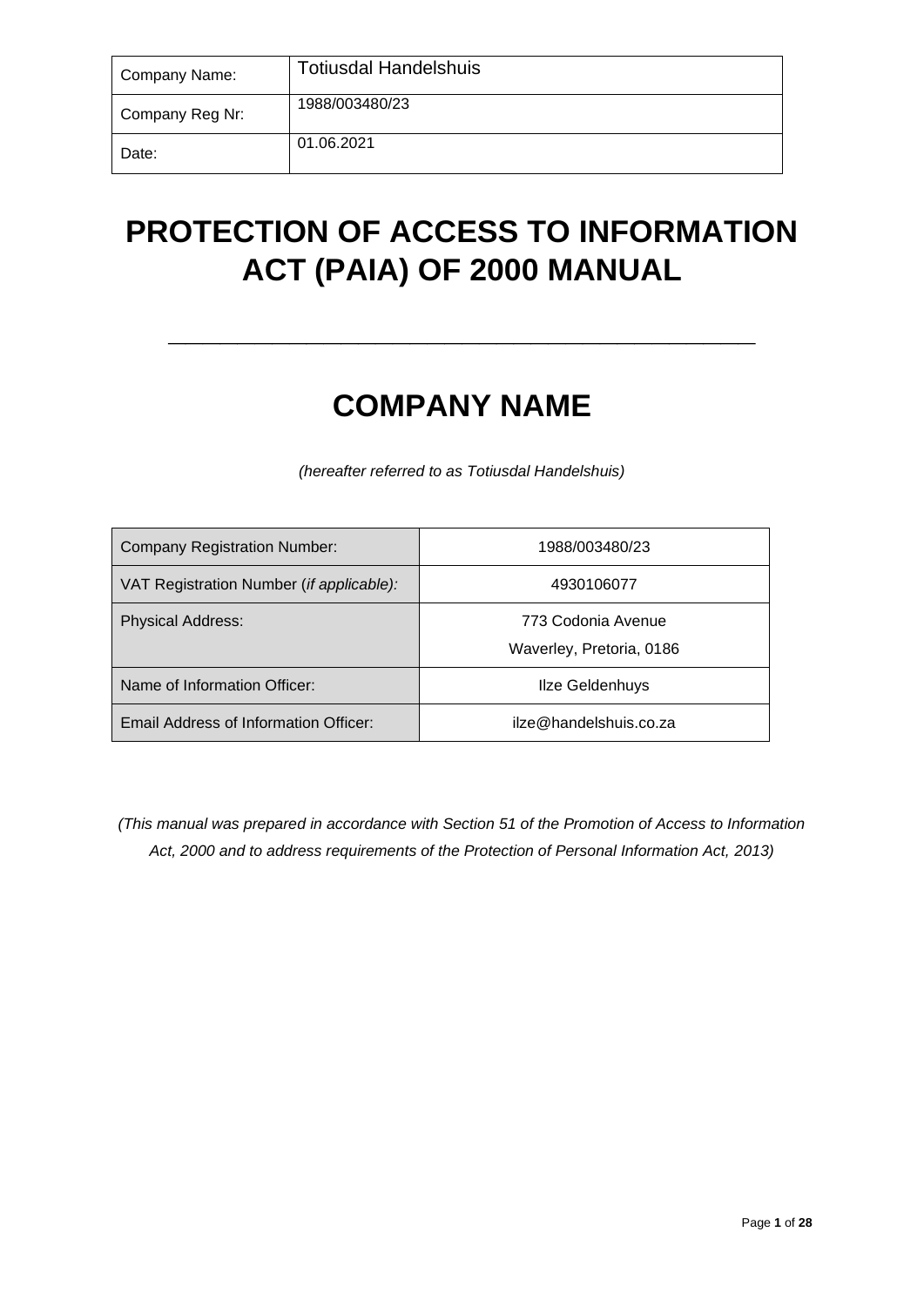| Company Name: | Totiusdal Handelshuis |
|---|---|
| Company Reg Nr: | 1988/003480/23 |
| Date: | 01.06.2021 |

# PROTECTION OF ACCESS TO INFORMATION ACT (PAIA) OF 2000 MANUAL

---

# COMPANY NAME

*(hereafter referred to as Totiusdal Handelshuis)*

| Company Registration Number: | 1988/003480/23 |
|---|---|
| VAT Registration Number (*if applicable):* | 4930106077 |
| Physical Address: | 773 Codonia Avenue<br>Waverley, Pretoria, 0186 |
| Name of Information Officer: | Ilze Geldenhuys |
| Email Address of Information Officer: | ilze@handelshuis.co.za |

*(This manual was prepared in accordance with Section 51 of the Promotion of Access to Information Act, 2000 and to address requirements of the Protection of Personal Information Act, 2013)*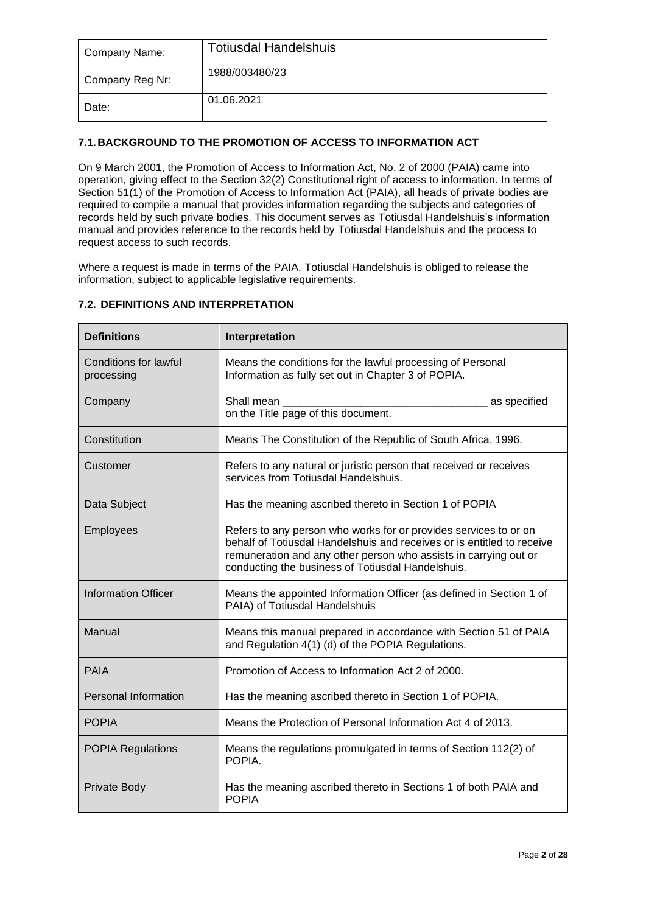| Company Name: | Totiusdal Handelshuis |
| --- | --- |
| Company Reg Nr: | 1988/003480/23 |
| Date: | 01.06.2021 |

### 7.1. BACKGROUND TO THE PROMOTION OF ACCESS TO INFORMATION ACT

On 9 March 2001, the Promotion of Access to Information Act, No. 2 of 2000 (PAIA) came into operation, giving effect to the Section 32(2) Constitutional right of access to information. In terms of Section 51(1) of the Promotion of Access to Information Act (PAIA), all heads of private bodies are required to compile a manual that provides information regarding the subjects and categories of records held by such private bodies. This document serves as Totiusdal Handelshuis's information manual and provides reference to the records held by Totiusdal Handelshuis and the process to request access to such records.

Where a request is made in terms of the PAIA, Totiusdal Handelshuis is obliged to release the information, subject to applicable legislative requirements.

### 7.2. DEFINITIONS AND INTERPRETATION

| Definitions | Interpretation |
| --- | --- |
| Conditions for lawful processing | Means the conditions for the lawful processing of Personal Information as fully set out in Chapter 3 of POPIA. |
| Company | Shall mean ___________________________________ as specified on the Title page of this document. |
| Constitution | Means The Constitution of the Republic of South Africa, 1996. |
| Customer | Refers to any natural or juristic person that received or receives services from Totiusdal Handelshuis. |
| Data Subject | Has the meaning ascribed thereto in Section 1 of POPIA |
| Employees | Refers to any person who works for or provides services to or on behalf of Totiusdal Handelshuis and receives or is entitled to receive remuneration and any other person who assists in carrying out or conducting the business of Totiusdal Handelshuis. |
| Information Officer | Means the appointed Information Officer (as defined in Section 1 of PAIA) of Totiusdal Handelshuis |
| Manual | Means this manual prepared in accordance with Section 51 of PAIA and Regulation 4(1) (d) of the POPIA Regulations. |
| PAIA | Promotion of Access to Information Act 2 of 2000. |
| Personal Information | Has the meaning ascribed thereto in Section 1 of POPIA. |
| POPIA | Means the Protection of Personal Information Act 4 of 2013. |
| POPIA Regulations | Means the regulations promulgated in terms of Section 112(2) of POPIA. |
| Private Body | Has the meaning ascribed thereto in Sections 1 of both PAIA and POPIA |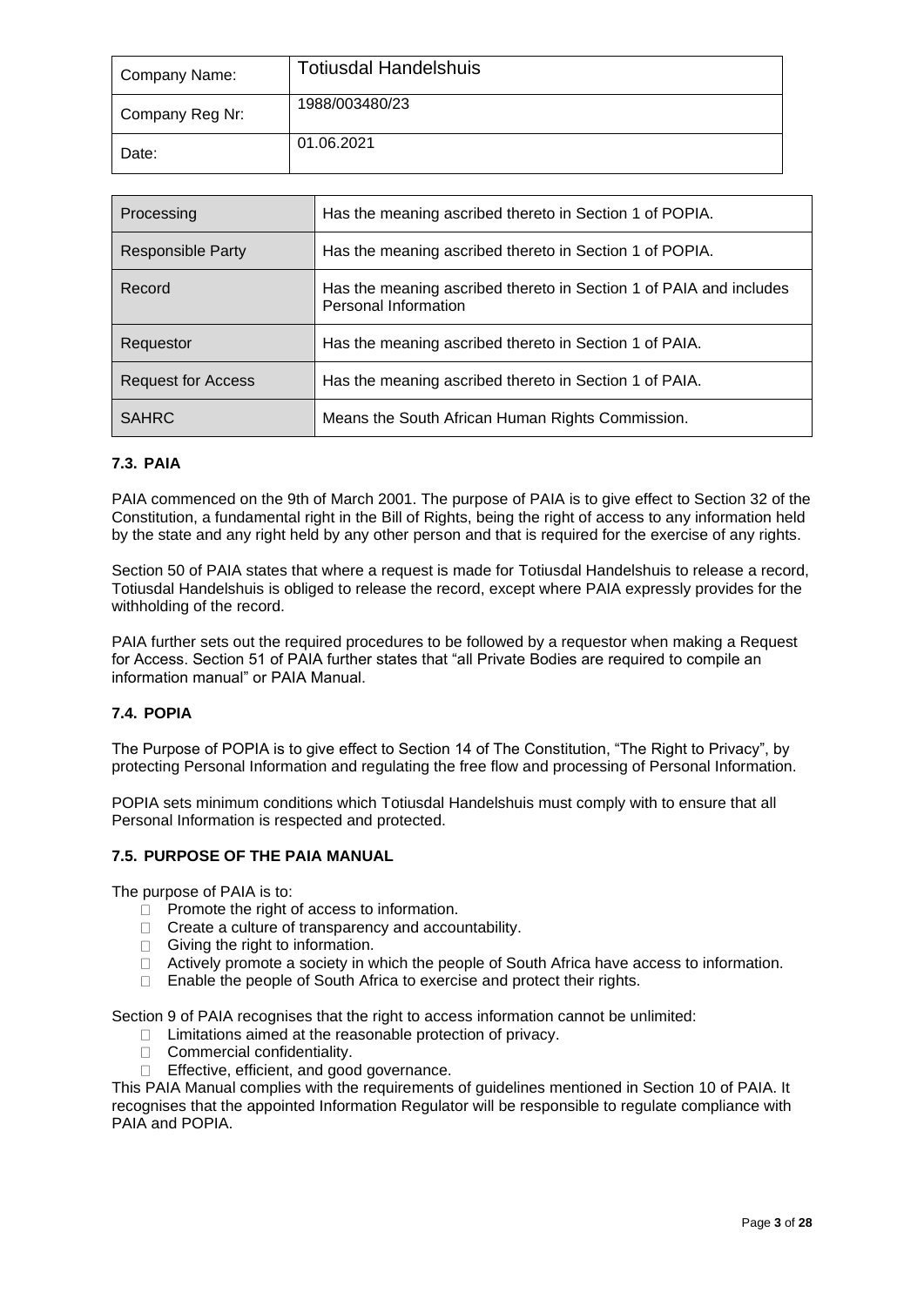| Company Name: | Totiusdal Handelshuis |
| --- | --- |
| Company Reg Nr: | 1988/003480/23 |
| Date: | 01.06.2021 |

| Processing | Has the meaning ascribed thereto in Section 1 of POPIA. |
| --- | --- |
| Responsible Party | Has the meaning ascribed thereto in Section 1 of POPIA. |
| Record | Has the meaning ascribed thereto in Section 1 of PAIA and includes Personal Information |
| Requestor | Has the meaning ascribed thereto in Section 1 of PAIA. |
| Request for Access | Has the meaning ascribed thereto in Section 1 of PAIA. |
| SAHRC | Means the South African Human Rights Commission. |

### 7.3. PAIA

PAIA commenced on the 9th of March 2001. The purpose of PAIA is to give effect to Section 32 of the Constitution, a fundamental right in the Bill of Rights, being the right of access to any information held by the state and any right held by any other person and that is required for the exercise of any rights.

Section 50 of PAIA states that where a request is made for Totiusdal Handelshuis to release a record, Totiusdal Handelshuis is obliged to release the record, except where PAIA expressly provides for the withholding of the record.

PAIA further sets out the required procedures to be followed by a requestor when making a Request for Access. Section 51 of PAIA further states that "all Private Bodies are required to compile an information manual" or PAIA Manual.

### 7.4. POPIA

The Purpose of POPIA is to give effect to Section 14 of The Constitution, "The Right to Privacy", by protecting Personal Information and regulating the free flow and processing of Personal Information.

POPIA sets minimum conditions which Totiusdal Handelshuis must comply with to ensure that all Personal Information is respected and protected.

### 7.5. PURPOSE OF THE PAIA MANUAL

The purpose of PAIA is to:

- Promote the right of access to information.
- Create a culture of transparency and accountability.
- Giving the right to information.
- Actively promote a society in which the people of South Africa have access to information.
- Enable the people of South Africa to exercise and protect their rights.

Section 9 of PAIA recognises that the right to access information cannot be unlimited:

- Limitations aimed at the reasonable protection of privacy.
- Commercial confidentiality.
- Effective, efficient, and good governance.

This PAIA Manual complies with the requirements of guidelines mentioned in Section 10 of PAIA. It recognises that the appointed Information Regulator will be responsible to regulate compliance with PAIA and POPIA.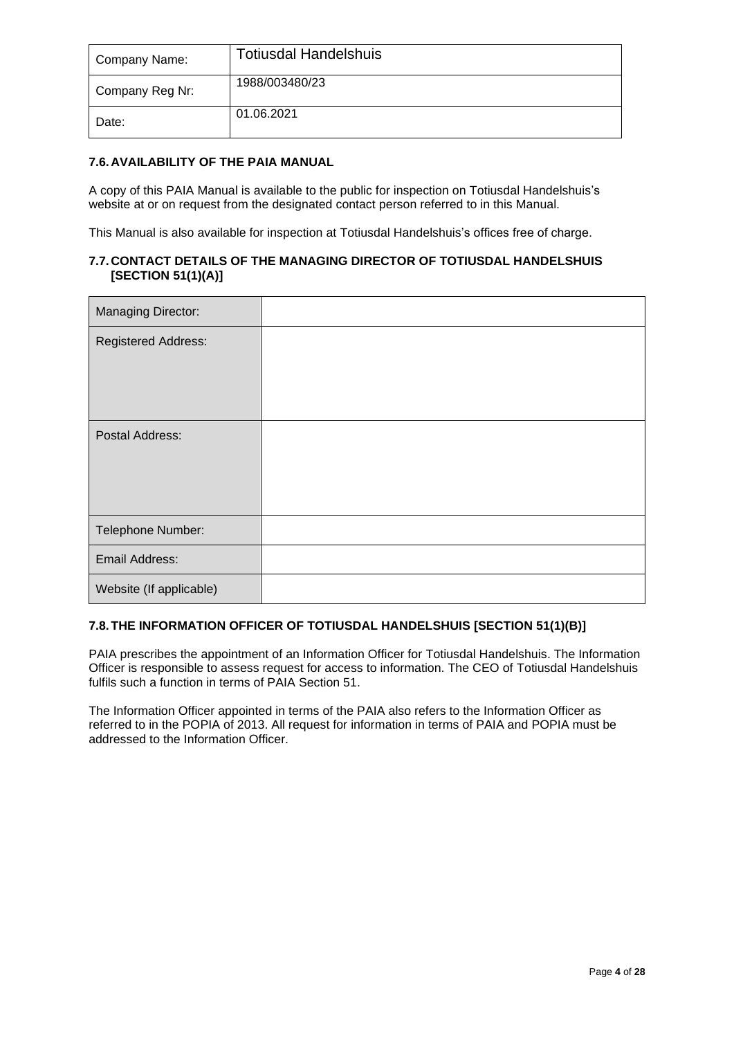| Company Name: | Totiusdal Handelshuis |
| --- | --- |
| Company Reg Nr: | 1988/003480/23 |
| Date: | 01.06.2021 |

### 7.6. AVAILABILITY OF THE PAIA MANUAL

A copy of this PAIA Manual is available to the public for inspection on Totiusdal Handelshuis's website at or on request from the designated contact person referred to in this Manual.

This Manual is also available for inspection at Totiusdal Handelshuis's offices free of charge.

### 7.7. CONTACT DETAILS OF THE MANAGING DIRECTOR OF TOTIUSDAL HANDELSHUIS [SECTION 51(1)(A)]

| Managing Director: | |
| --- | --- |
| Registered Address: | |
| Postal Address: | |
| Telephone Number: | |
| Email Address: | |
| Website (If applicable) | |

### 7.8. THE INFORMATION OFFICER OF TOTIUSDAL HANDELSHUIS [SECTION 51(1)(B)]

PAIA prescribes the appointment of an Information Officer for Totiusdal Handelshuis. The Information Officer is responsible to assess request for access to information. The CEO of Totiusdal Handelshuis fulfils such a function in terms of PAIA Section 51.

The Information Officer appointed in terms of the PAIA also refers to the Information Officer as referred to in the POPIA of 2013. All request for information in terms of PAIA and POPIA must be addressed to the Information Officer.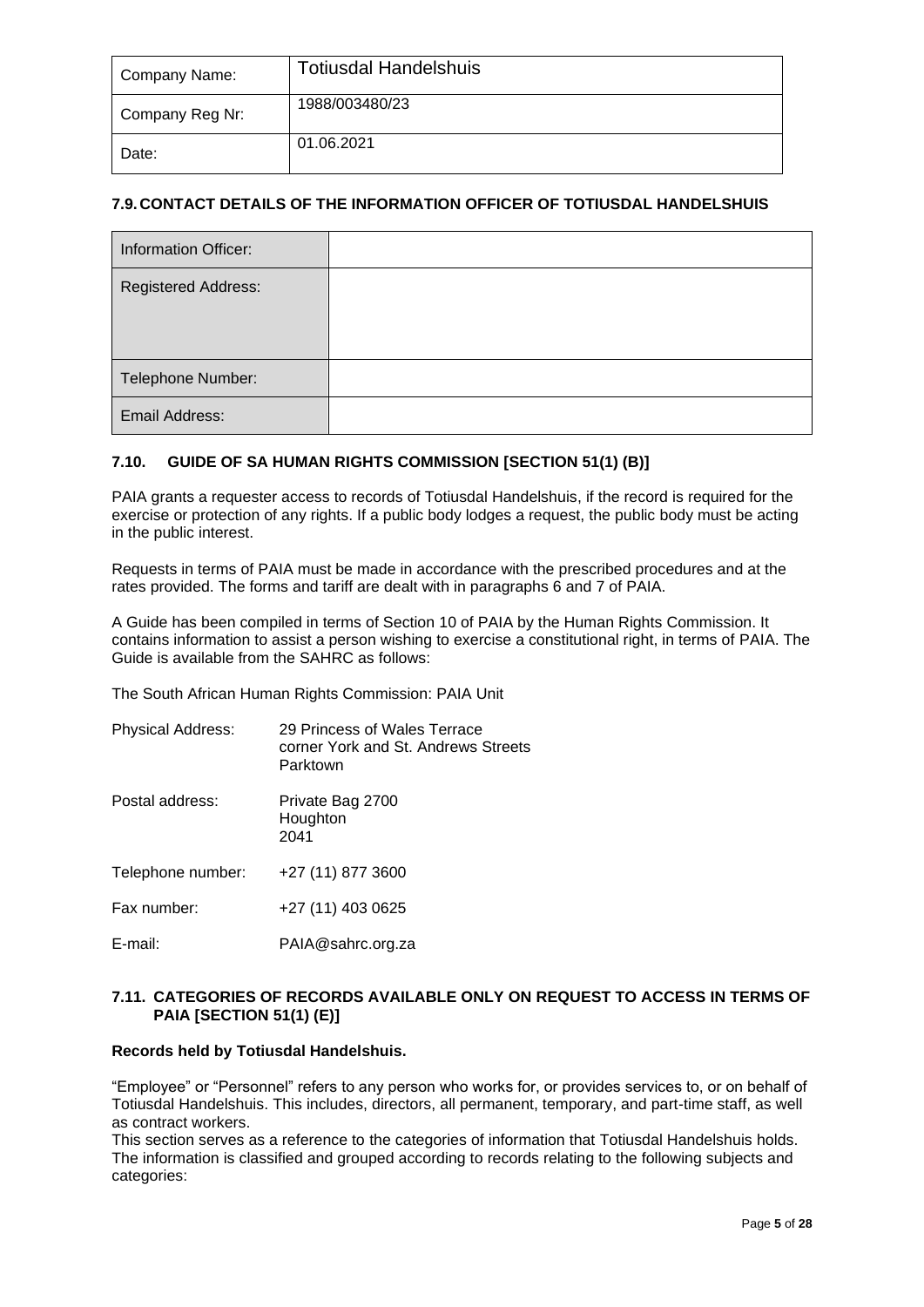| Company Name: | Totiusdal Handelshuis |
| --- | --- |
| Company Reg Nr: | 1988/003480/23 |
| Date: | 01.06.2021 |

### 7.9. CONTACT DETAILS OF THE INFORMATION OFFICER OF TOTIUSDAL HANDELSHUIS

| Information Officer: | |
| --- | --- |
| Registered Address: | |
| Telephone Number: | |
| Email Address: | |

### 7.10. GUIDE OF SA HUMAN RIGHTS COMMISSION [SECTION 51(1) (B)]

PAIA grants a requester access to records of Totiusdal Handelshuis, if the record is required for the exercise or protection of any rights. If a public body lodges a request, the public body must be acting in the public interest.

Requests in terms of PAIA must be made in accordance with the prescribed procedures and at the rates provided. The forms and tariff are dealt with in paragraphs 6 and 7 of PAIA.

A Guide has been compiled in terms of Section 10 of PAIA by the Human Rights Commission. It contains information to assist a person wishing to exercise a constitutional right, in terms of PAIA. The Guide is available from the SAHRC as follows:

The South African Human Rights Commission: PAIA Unit

Physical Address: 29 Princess of Wales Terrace  
corner York and St. Andrews Streets  
Parktown

Postal address: Private Bag 2700  
Houghton  
2041

Telephone number: +27 (11) 877 3600

Fax number: +27 (11) 403 0625

E-mail: PAIA@sahrc.org.za

### 7.11. CATEGORIES OF RECORDS AVAILABLE ONLY ON REQUEST TO ACCESS IN TERMS OF PAIA [SECTION 51(1) (E)]

**Records held by Totiusdal Handelshuis.**

"Employee" or "Personnel" refers to any person who works for, or provides services to, or on behalf of Totiusdal Handelshuis. This includes, directors, all permanent, temporary, and part-time staff, as well as contract workers.

This section serves as a reference to the categories of information that Totiusdal Handelshuis holds. The information is classified and grouped according to records relating to the following subjects and categories: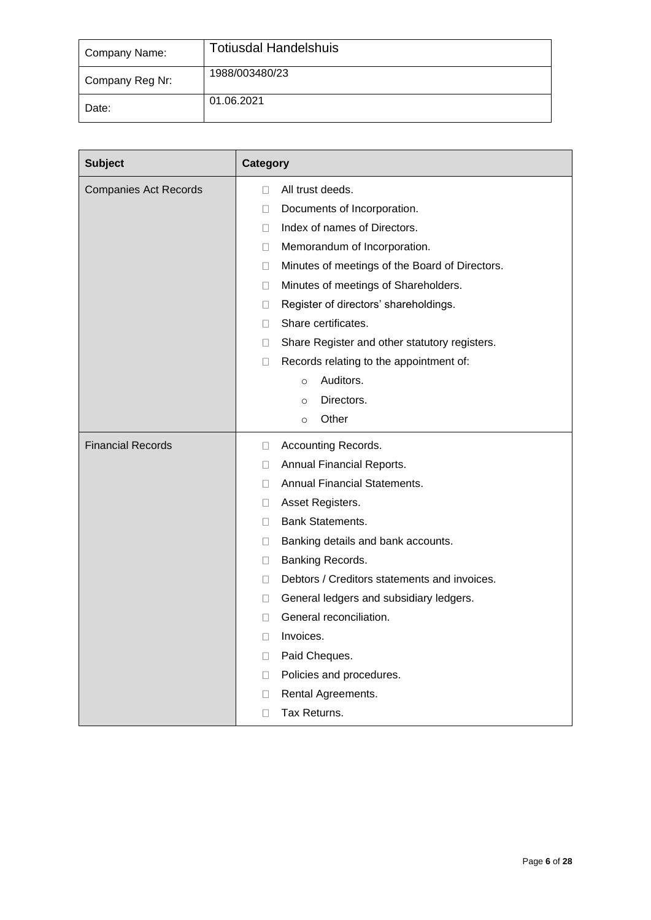| Company Name: | Totiusdal Handelshuis |
|---|---|
| Company Reg Nr: | 1988/003480/23 |
| Date: | 01.06.2021 |

| Subject | Category |
|---|---|
| Companies Act Records | - All trust deeds.<br>- Documents of Incorporation.<br>- Index of names of Directors.<br>- Memorandum of Incorporation.<br>- Minutes of meetings of the Board of Directors.<br>- Minutes of meetings of Shareholders.<br>- Register of directors' shareholdings.<br>- Share certificates.<br>- Share Register and other statutory registers.<br>- Records relating to the appointment of:<br>&nbsp;&nbsp;&nbsp;&nbsp;o Auditors.<br>&nbsp;&nbsp;&nbsp;&nbsp;o Directors.<br>&nbsp;&nbsp;&nbsp;&nbsp;o Other |
| Financial Records | - Accounting Records.<br>- Annual Financial Reports.<br>- Annual Financial Statements.<br>- Asset Registers.<br>- Bank Statements.<br>- Banking details and bank accounts.<br>- Banking Records.<br>- Debtors / Creditors statements and invoices.<br>- General ledgers and subsidiary ledgers.<br>- General reconciliation.<br>- Invoices.<br>- Paid Cheques.<br>- Policies and procedures.<br>- Rental Agreements.<br>- Tax Returns. |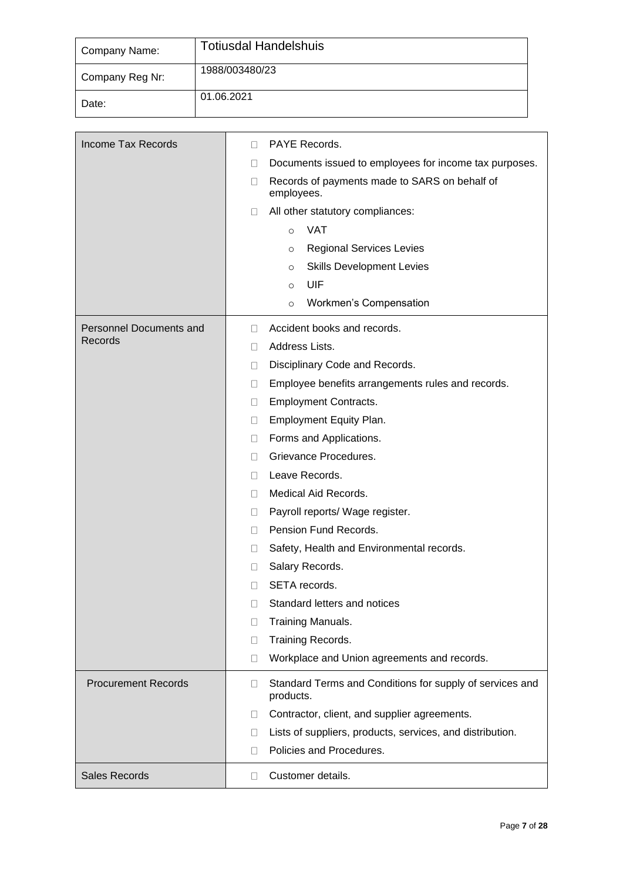| Company Name: | Totiusdal Handelshuis |
|---|---|
| Company Reg Nr: | 1988/003480/23 |
| Date: | 01.06.2021 |

| Category | Records |
|---|---|
| Income Tax Records | - PAYE Records.<br>- Documents issued to employees for income tax purposes.<br>- Records of payments made to SARS on behalf of employees.<br>- All other statutory compliances:<br>&nbsp;&nbsp;&nbsp;&nbsp;o VAT<br>&nbsp;&nbsp;&nbsp;&nbsp;o Regional Services Levies<br>&nbsp;&nbsp;&nbsp;&nbsp;o Skills Development Levies<br>&nbsp;&nbsp;&nbsp;&nbsp;o UIF<br>&nbsp;&nbsp;&nbsp;&nbsp;o Workmen's Compensation |
| Personnel Documents and Records | - Accident books and records.<br>- Address Lists.<br>- Disciplinary Code and Records.<br>- Employee benefits arrangements rules and records.<br>- Employment Contracts.<br>- Employment Equity Plan.<br>- Forms and Applications.<br>- Grievance Procedures.<br>- Leave Records.<br>- Medical Aid Records.<br>- Payroll reports/ Wage register.<br>- Pension Fund Records.<br>- Safety, Health and Environmental records.<br>- Salary Records.<br>- SETA records.<br>- Standard letters and notices<br>- Training Manuals.<br>- Training Records.<br>- Workplace and Union agreements and records. |
| Procurement Records | - Standard Terms and Conditions for supply of services and products.<br>- Contractor, client, and supplier agreements.<br>- Lists of suppliers, products, services, and distribution.<br>- Policies and Procedures. |
| Sales Records | - Customer details. |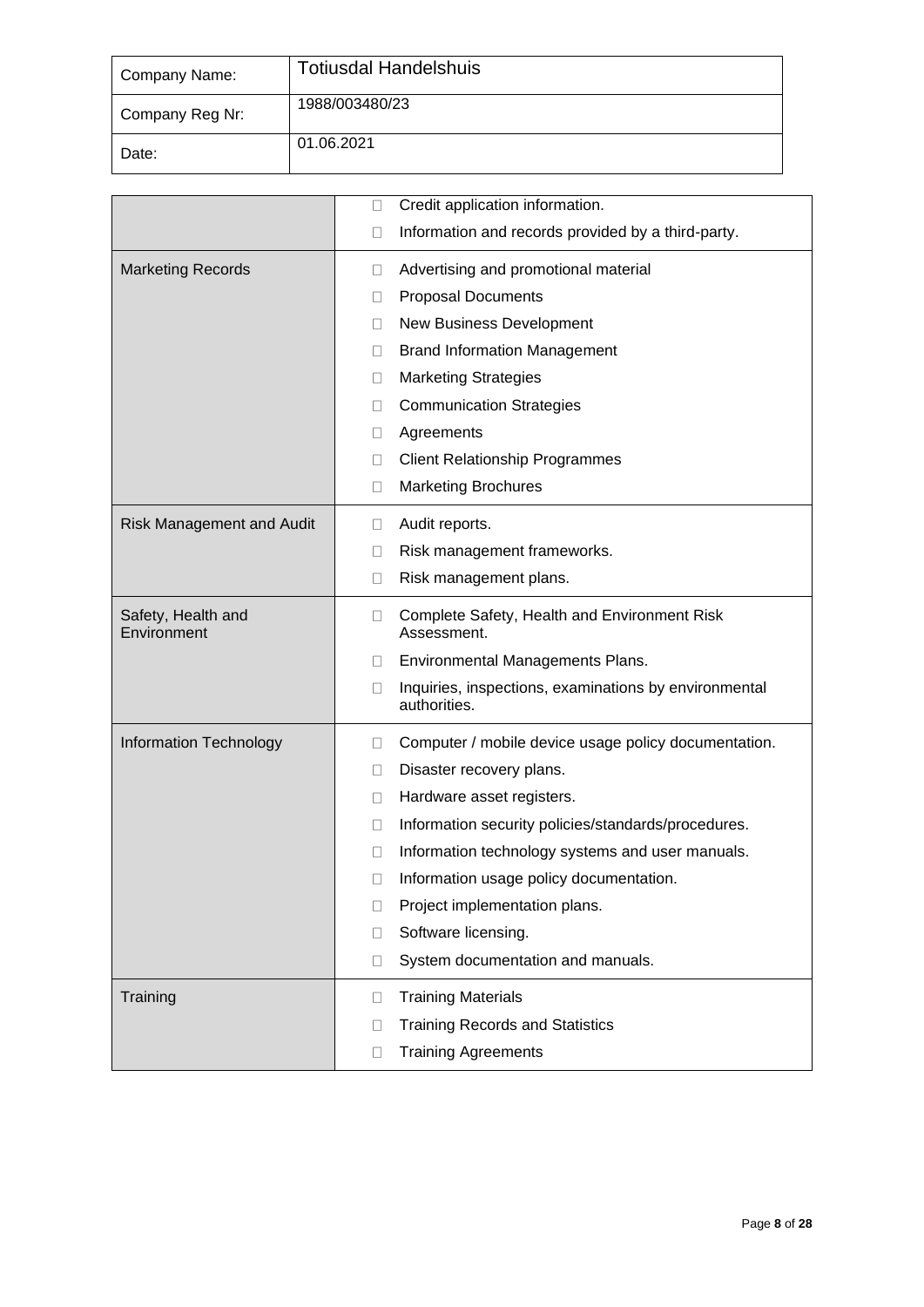| Company Name: | Totiusdal Handelshuis |
|---|---|
| Company Reg Nr: | 1988/003480/23 |
| Date: | 01.06.2021 |

| | |
|---|---|
| | □ Credit application information.<br>□ Information and records provided by a third-party. |
| Marketing Records | □ Advertising and promotional material<br>□ Proposal Documents<br>□ New Business Development<br>□ Brand Information Management<br>□ Marketing Strategies<br>□ Communication Strategies<br>□ Agreements<br>□ Client Relationship Programmes<br>□ Marketing Brochures |
| Risk Management and Audit | □ Audit reports.<br>□ Risk management frameworks.<br>□ Risk management plans. |
| Safety, Health and Environment | □ Complete Safety, Health and Environment Risk Assessment.<br>□ Environmental Managements Plans.<br>□ Inquiries, inspections, examinations by environmental authorities. |
| Information Technology | □ Computer / mobile device usage policy documentation.<br>□ Disaster recovery plans.<br>□ Hardware asset registers.<br>□ Information security policies/standards/procedures.<br>□ Information technology systems and user manuals.<br>□ Information usage policy documentation.<br>□ Project implementation plans.<br>□ Software licensing.<br>□ System documentation and manuals. |
| Training | □ Training Materials<br>□ Training Records and Statistics<br>□ Training Agreements |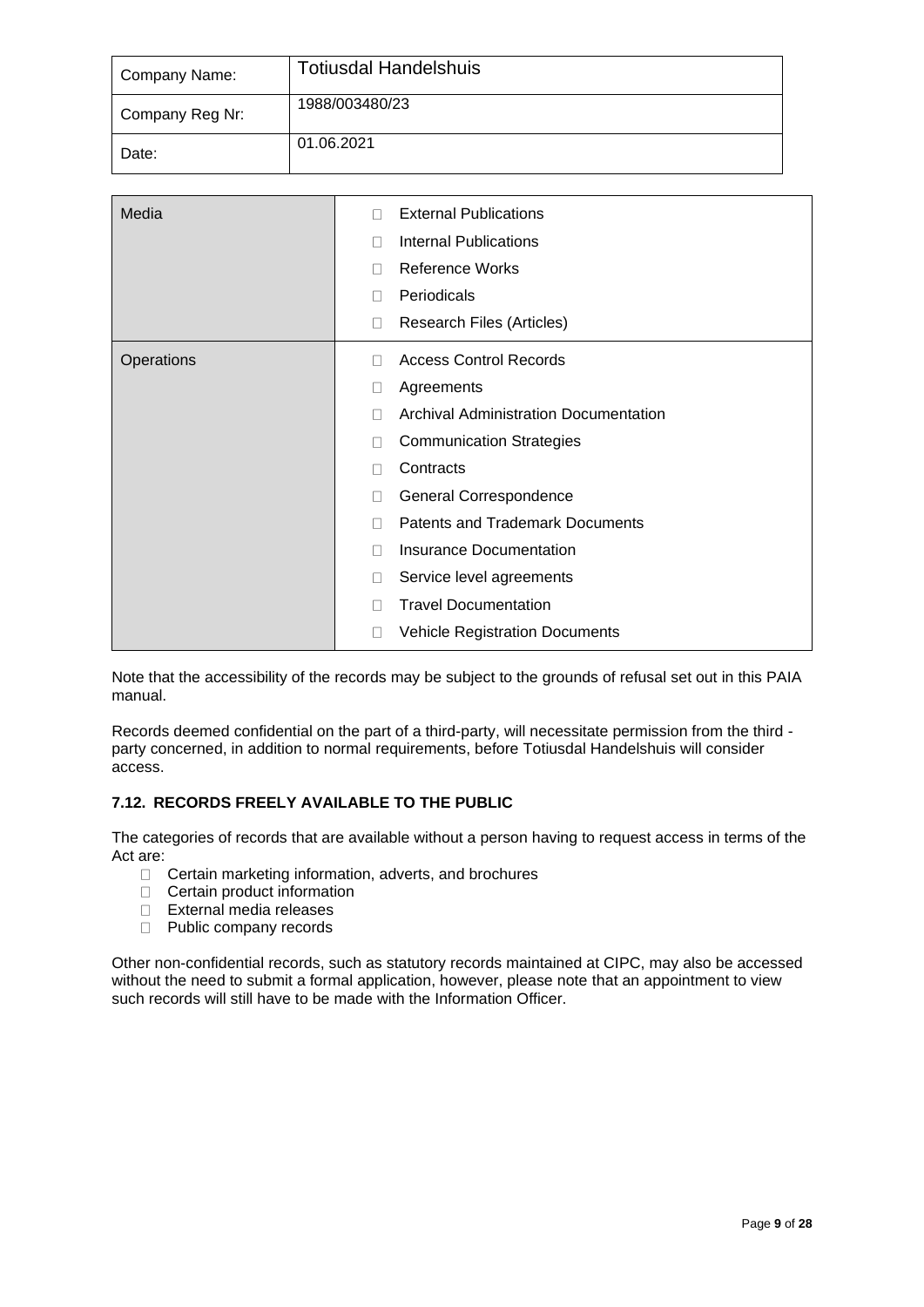| Company Name: | Totiusdal Handelshuis |
|---|---|
| Company Reg Nr: | 1988/003480/23 |
| Date: | 01.06.2021 |

| Media | External Publications<br>Internal Publications<br>Reference Works<br>Periodicals<br>Research Files (Articles) |
|---|---|
| Operations | Access Control Records<br>Agreements<br>Archival Administration Documentation<br>Communication Strategies<br>Contracts<br>General Correspondence<br>Patents and Trademark Documents<br>Insurance Documentation<br>Service level agreements<br>Travel Documentation<br>Vehicle Registration Documents |

Note that the accessibility of the records may be subject to the grounds of refusal set out in this PAIA manual.

Records deemed confidential on the part of a third-party, will necessitate permission from the third - party concerned, in addition to normal requirements, before Totiusdal Handelshuis will consider access.

### 7.12. RECORDS FREELY AVAILABLE TO THE PUBLIC

The categories of records that are available without a person having to request access in terms of the Act are:

- Certain marketing information, adverts, and brochures
- Certain product information
- External media releases
- Public company records

Other non-confidential records, such as statutory records maintained at CIPC, may also be accessed without the need to submit a formal application, however, please note that an appointment to view such records will still have to be made with the Information Officer.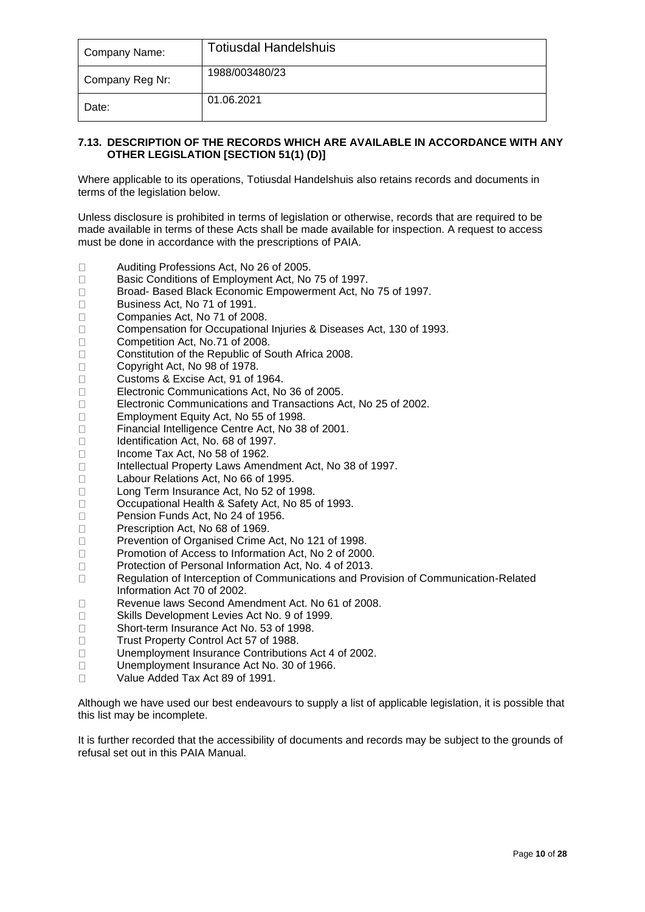| Company Name: | Totiusdal Handelshuis |
| --- | --- |
| Company Reg Nr: | 1988/003480/23 |
| Date: | 01.06.2021 |

### 7.13. DESCRIPTION OF THE RECORDS WHICH ARE AVAILABLE IN ACCORDANCE WITH ANY OTHER LEGISLATION [SECTION 51(1) (D)]

Where applicable to its operations, Totiusdal Handelshuis also retains records and documents in terms of the legislation below.

Unless disclosure is prohibited in terms of legislation or otherwise, records that are required to be made available in terms of these Acts shall be made available for inspection. A request to access must be done in accordance with the prescriptions of PAIA.

- Auditing Professions Act, No 26 of 2005.
- Basic Conditions of Employment Act, No 75 of 1997.
- Broad- Based Black Economic Empowerment Act, No 75 of 1997.
- Business Act, No 71 of 1991.
- Companies Act, No 71 of 2008.
- Compensation for Occupational Injuries & Diseases Act, 130 of 1993.
- Competition Act, No.71 of 2008.
- Constitution of the Republic of South Africa 2008.
- Copyright Act, No 98 of 1978.
- Customs & Excise Act, 91 of 1964.
- Electronic Communications Act, No 36 of 2005.
- Electronic Communications and Transactions Act, No 25 of 2002.
- Employment Equity Act, No 55 of 1998.
- Financial Intelligence Centre Act, No 38 of 2001.
- Identification Act, No. 68 of 1997.
- Income Tax Act, No 58 of 1962.
- Intellectual Property Laws Amendment Act, No 38 of 1997.
- Labour Relations Act, No 66 of 1995.
- Long Term Insurance Act, No 52 of 1998.
- Occupational Health & Safety Act, No 85 of 1993.
- Pension Funds Act, No 24 of 1956.
- Prescription Act, No 68 of 1969.
- Prevention of Organised Crime Act, No 121 of 1998.
- Promotion of Access to Information Act, No 2 of 2000.
- Protection of Personal Information Act, No. 4 of 2013.
- Regulation of Interception of Communications and Provision of Communication-Related Information Act 70 of 2002.
- Revenue laws Second Amendment Act. No 61 of 2008.
- Skills Development Levies Act No. 9 of 1999.
- Short-term Insurance Act No. 53 of 1998.
- Trust Property Control Act 57 of 1988.
- Unemployment Insurance Contributions Act 4 of 2002.
- Unemployment Insurance Act No. 30 of 1966.
- Value Added Tax Act 89 of 1991.

Although we have used our best endeavours to supply a list of applicable legislation, it is possible that this list may be incomplete.

It is further recorded that the accessibility of documents and records may be subject to the grounds of refusal set out in this PAIA Manual.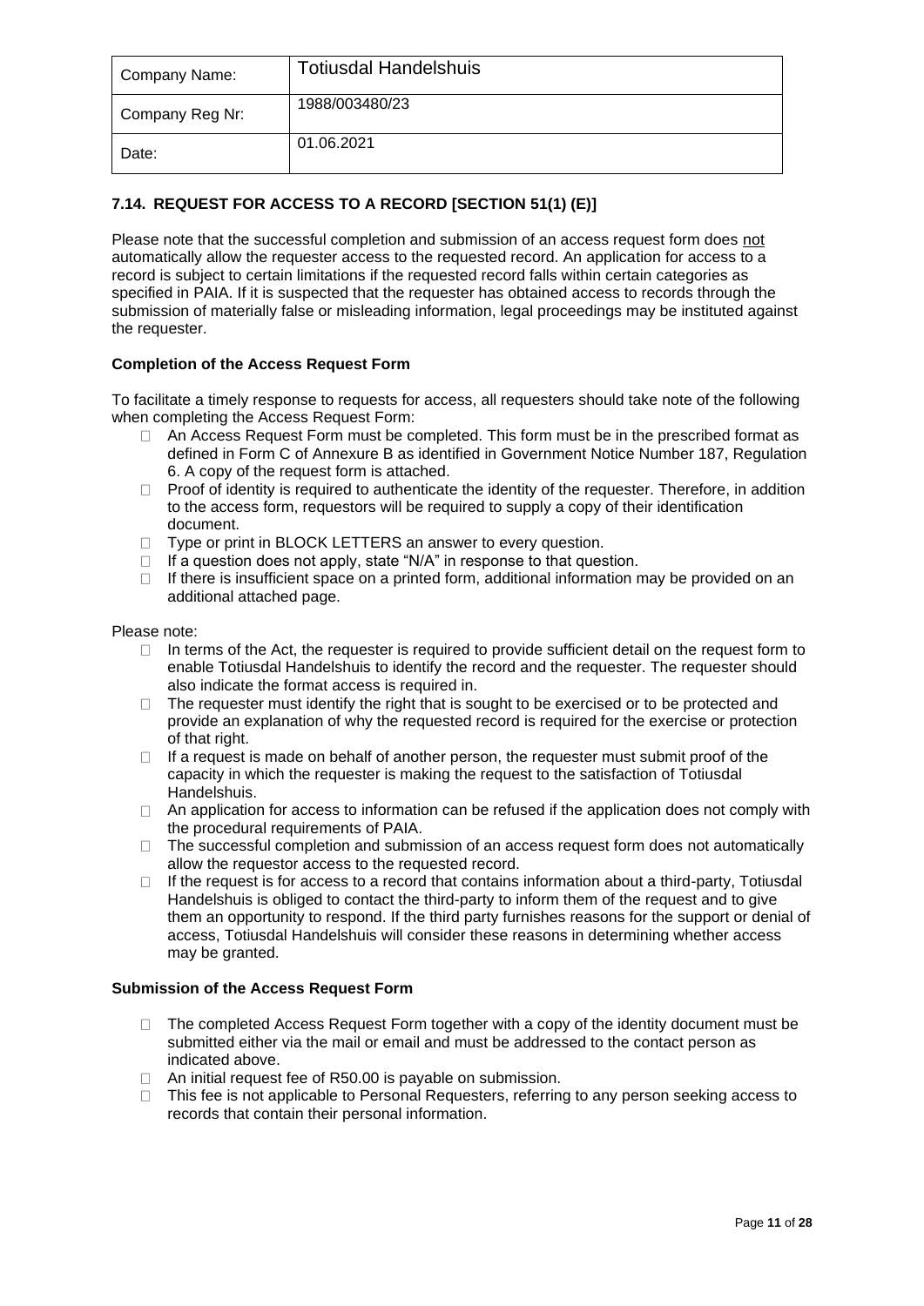| Company Name: | Totiusdal Handelshuis |
| --- | --- |
| Company Reg Nr: | 1988/003480/23 |
| Date: | 01.06.2021 |

### 7.14. REQUEST FOR ACCESS TO A RECORD [SECTION 51(1) (E)]

Please note that the successful completion and submission of an access request form does not automatically allow the requester access to the requested record. An application for access to a record is subject to certain limitations if the requested record falls within certain categories as specified in PAIA. If it is suspected that the requester has obtained access to records through the submission of materially false or misleading information, legal proceedings may be instituted against the requester.

**Completion of the Access Request Form**

To facilitate a timely response to requests for access, all requesters should take note of the following when completing the Access Request Form:

- An Access Request Form must be completed. This form must be in the prescribed format as defined in Form C of Annexure B as identified in Government Notice Number 187, Regulation 6. A copy of the request form is attached.
- Proof of identity is required to authenticate the identity of the requester. Therefore, in addition to the access form, requestors will be required to supply a copy of their identification document.
- Type or print in BLOCK LETTERS an answer to every question.
- If a question does not apply, state "N/A" in response to that question.
- If there is insufficient space on a printed form, additional information may be provided on an additional attached page.

Please note:

- In terms of the Act, the requester is required to provide sufficient detail on the request form to enable Totiusdal Handelshuis to identify the record and the requester. The requester should also indicate the format access is required in.
- The requester must identify the right that is sought to be exercised or to be protected and provide an explanation of why the requested record is required for the exercise or protection of that right.
- If a request is made on behalf of another person, the requester must submit proof of the capacity in which the requester is making the request to the satisfaction of Totiusdal Handelshuis.
- An application for access to information can be refused if the application does not comply with the procedural requirements of PAIA.
- The successful completion and submission of an access request form does not automatically allow the requestor access to the requested record.
- If the request is for access to a record that contains information about a third-party, Totiusdal Handelshuis is obliged to contact the third-party to inform them of the request and to give them an opportunity to respond. If the third party furnishes reasons for the support or denial of access, Totiusdal Handelshuis will consider these reasons in determining whether access may be granted.

**Submission of the Access Request Form**

- The completed Access Request Form together with a copy of the identity document must be submitted either via the mail or email and must be addressed to the contact person as indicated above.
- An initial request fee of R50.00 is payable on submission.
- This fee is not applicable to Personal Requesters, referring to any person seeking access to records that contain their personal information.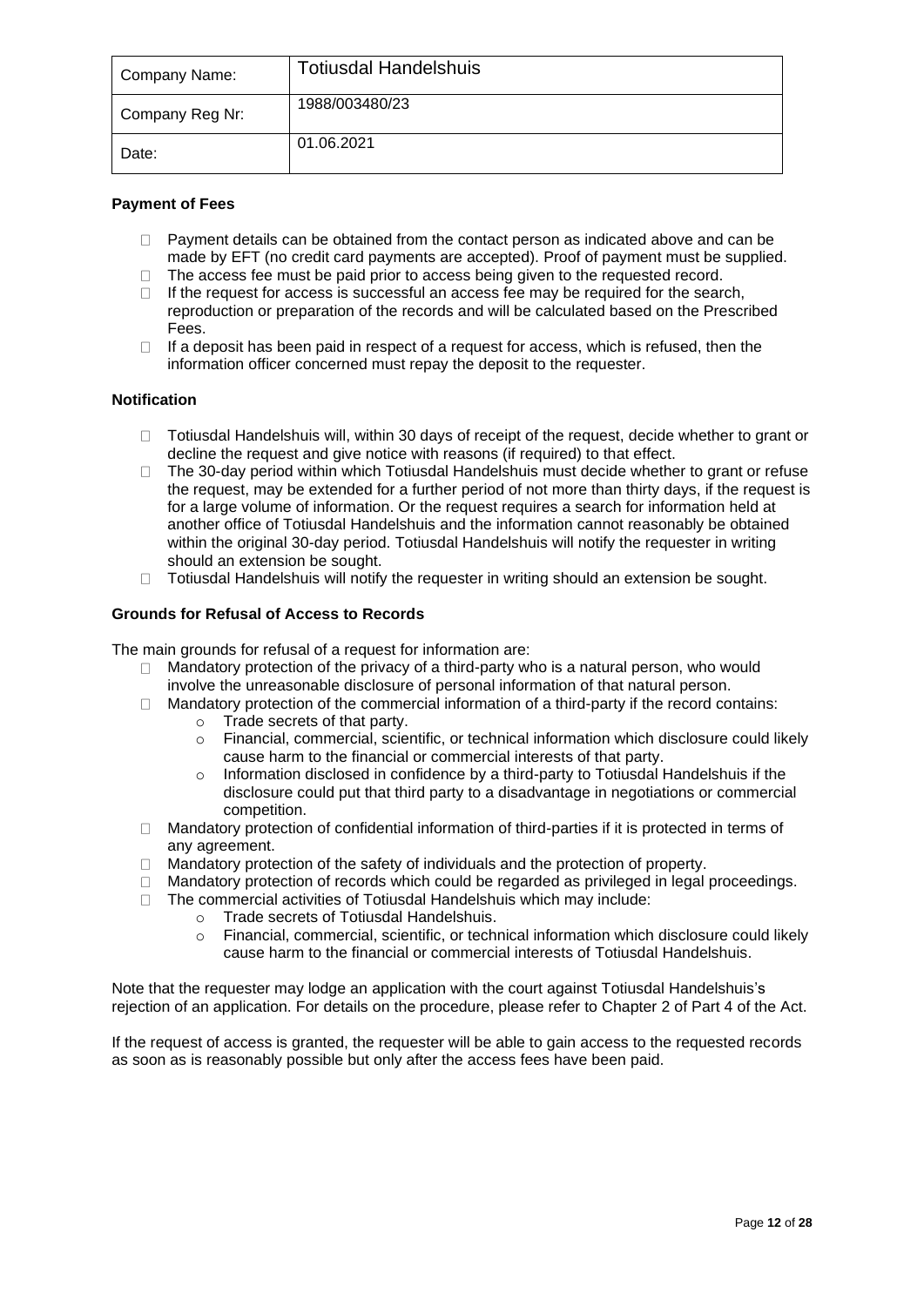| Company Name: | Totiusdal Handelshuis |
| --- | --- |
| Company Reg Nr: | 1988/003480/23 |
| Date: | 01.06.2021 |

**Payment of Fees**

- Payment details can be obtained from the contact person as indicated above and can be made by EFT (no credit card payments are accepted). Proof of payment must be supplied.
- The access fee must be paid prior to access being given to the requested record.
- If the request for access is successful an access fee may be required for the search, reproduction or preparation of the records and will be calculated based on the Prescribed Fees.
- If a deposit has been paid in respect of a request for access, which is refused, then the information officer concerned must repay the deposit to the requester.

**Notification**

- Totiusdal Handelshuis will, within 30 days of receipt of the request, decide whether to grant or decline the request and give notice with reasons (if required) to that effect.
- The 30-day period within which Totiusdal Handelshuis must decide whether to grant or refuse the request, may be extended for a further period of not more than thirty days, if the request is for a large volume of information. Or the request requires a search for information held at another office of Totiusdal Handelshuis and the information cannot reasonably be obtained within the original 30-day period. Totiusdal Handelshuis will notify the requester in writing should an extension be sought.
- Totiusdal Handelshuis will notify the requester in writing should an extension be sought.

**Grounds for Refusal of Access to Records**

The main grounds for refusal of a request for information are:

- Mandatory protection of the privacy of a third-party who is a natural person, who would involve the unreasonable disclosure of personal information of that natural person.
- Mandatory protection of the commercial information of a third-party if the record contains:
  - Trade secrets of that party.
  - Financial, commercial, scientific, or technical information which disclosure could likely cause harm to the financial or commercial interests of that party.
  - Information disclosed in confidence by a third-party to Totiusdal Handelshuis if the disclosure could put that third party to a disadvantage in negotiations or commercial competition.
- Mandatory protection of confidential information of third-parties if it is protected in terms of any agreement.
- Mandatory protection of the safety of individuals and the protection of property.
- Mandatory protection of records which could be regarded as privileged in legal proceedings.
- The commercial activities of Totiusdal Handelshuis which may include:
  - Trade secrets of Totiusdal Handelshuis.
  - Financial, commercial, scientific, or technical information which disclosure could likely cause harm to the financial or commercial interests of Totiusdal Handelshuis.

Note that the requester may lodge an application with the court against Totiusdal Handelshuis's rejection of an application. For details on the procedure, please refer to Chapter 2 of Part 4 of the Act.

If the request of access is granted, the requester will be able to gain access to the requested records as soon as is reasonably possible but only after the access fees have been paid.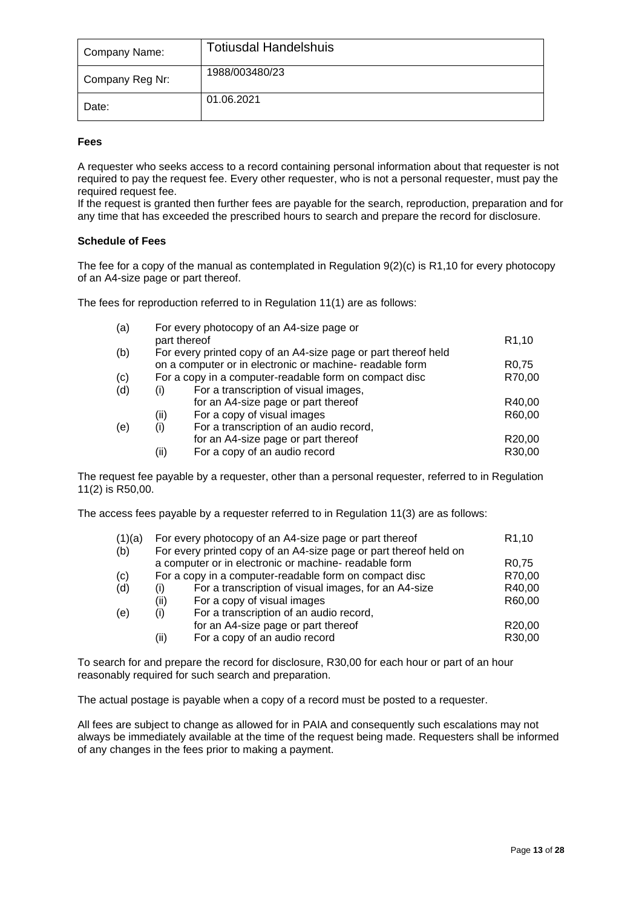| Company Name: | Totiusdal Handelshuis |
| --- | --- |
| Company Reg Nr: | 1988/003480/23 |
| Date: | 01.06.2021 |

**Fees**

A requester who seeks access to a record containing personal information about that requester is not required to pay the request fee. Every other requester, who is not a personal requester, must pay the required request fee.
If the request is granted then further fees are payable for the search, reproduction, preparation and for any time that has exceeded the prescribed hours to search and prepare the record for disclosure.

**Schedule of Fees**

The fee for a copy of the manual as contemplated in Regulation 9(2)(c) is R1,10 for every photocopy of an A4-size page or part thereof.

The fees for reproduction referred to in Regulation 11(1) are as follows:

| | | | |
| --- | --- | --- | --- |
| (a) | | For every photocopy of an A4-size page or part thereof | R1,10 |
| (b) | | For every printed copy of an A4-size page or part thereof held on a computer or in electronic or machine- readable form | R0,75 |
| (c) | | For a copy in a computer-readable form on compact disc | R70,00 |
| (d) | (i) | For a transcription of visual images, for an A4-size page or part thereof | R40,00 |
| | (ii) | For a copy of visual images | R60,00 |
| (e) | (i) | For a transcription of an audio record, for an A4-size page or part thereof | R20,00 |
| | (ii) | For a copy of an audio record | R30,00 |

The request fee payable by a requester, other than a personal requester, referred to in Regulation 11(2) is R50,00.

The access fees payable by a requester referred to in Regulation 11(3) are as follows:

| | | | |
| --- | --- | --- | --- |
| (1)(a) | | For every photocopy of an A4-size page or part thereof | R1,10 |
| (b) | | For every printed copy of an A4-size page or part thereof held on a computer or in electronic or machine- readable form | R0,75 |
| (c) | | For a copy in a computer-readable form on compact disc | R70,00 |
| (d) | (i) | For a transcription of visual images, for an A4-size | R40,00 |
| | (ii) | For a copy of visual images | R60,00 |
| (e) | (i) | For a transcription of an audio record, for an A4-size page or part thereof | R20,00 |
| | (ii) | For a copy of an audio record | R30,00 |

To search for and prepare the record for disclosure, R30,00 for each hour or part of an hour reasonably required for such search and preparation.

The actual postage is payable when a copy of a record must be posted to a requester.

All fees are subject to change as allowed for in PAIA and consequently such escalations may not always be immediately available at the time of the request being made. Requesters shall be informed of any changes in the fees prior to making a payment.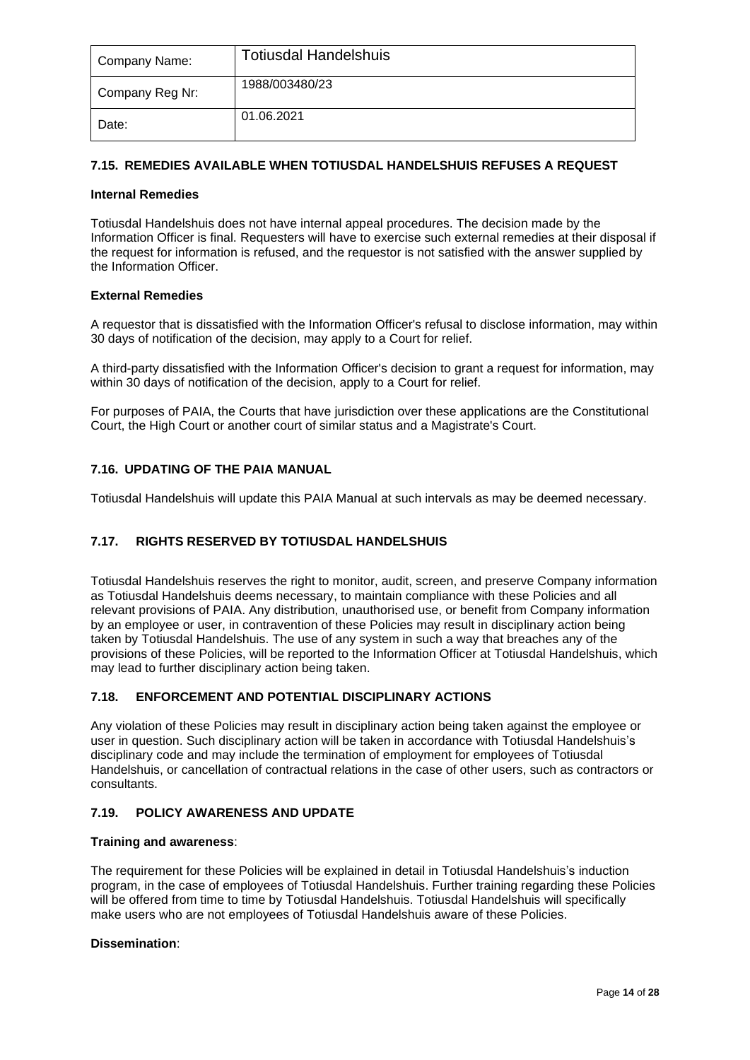| Company Name: | Totiusdal Handelshuis |
|---|---|
| Company Reg Nr: | 1988/003480/23 |
| Date: | 01.06.2021 |

### 7.15. REMEDIES AVAILABLE WHEN TOTIUSDAL HANDELSHUIS REFUSES A REQUEST

**Internal Remedies**

Totiusdal Handelshuis does not have internal appeal procedures. The decision made by the Information Officer is final. Requesters will have to exercise such external remedies at their disposal if the request for information is refused, and the requestor is not satisfied with the answer supplied by the Information Officer.

**External Remedies**

A requestor that is dissatisfied with the Information Officer's refusal to disclose information, may within 30 days of notification of the decision, may apply to a Court for relief.

A third-party dissatisfied with the Information Officer's decision to grant a request for information, may within 30 days of notification of the decision, apply to a Court for relief.

For purposes of PAIA, the Courts that have jurisdiction over these applications are the Constitutional Court, the High Court or another court of similar status and a Magistrate's Court.

### 7.16. UPDATING OF THE PAIA MANUAL

Totiusdal Handelshuis will update this PAIA Manual at such intervals as may be deemed necessary.

### 7.17. RIGHTS RESERVED BY TOTIUSDAL HANDELSHUIS

Totiusdal Handelshuis reserves the right to monitor, audit, screen, and preserve Company information as Totiusdal Handelshuis deems necessary, to maintain compliance with these Policies and all relevant provisions of PAIA. Any distribution, unauthorised use, or benefit from Company information by an employee or user, in contravention of these Policies may result in disciplinary action being taken by Totiusdal Handelshuis. The use of any system in such a way that breaches any of the provisions of these Policies, will be reported to the Information Officer at Totiusdal Handelshuis, which may lead to further disciplinary action being taken.

### 7.18. ENFORCEMENT AND POTENTIAL DISCIPLINARY ACTIONS

Any violation of these Policies may result in disciplinary action being taken against the employee or user in question. Such disciplinary action will be taken in accordance with Totiusdal Handelshuis's disciplinary code and may include the termination of employment for employees of Totiusdal Handelshuis, or cancellation of contractual relations in the case of other users, such as contractors or consultants.

### 7.19. POLICY AWARENESS AND UPDATE

**Training and awareness**:

The requirement for these Policies will be explained in detail in Totiusdal Handelshuis's induction program, in the case of employees of Totiusdal Handelshuis. Further training regarding these Policies will be offered from time to time by Totiusdal Handelshuis. Totiusdal Handelshuis will specifically make users who are not employees of Totiusdal Handelshuis aware of these Policies.

**Dissemination**: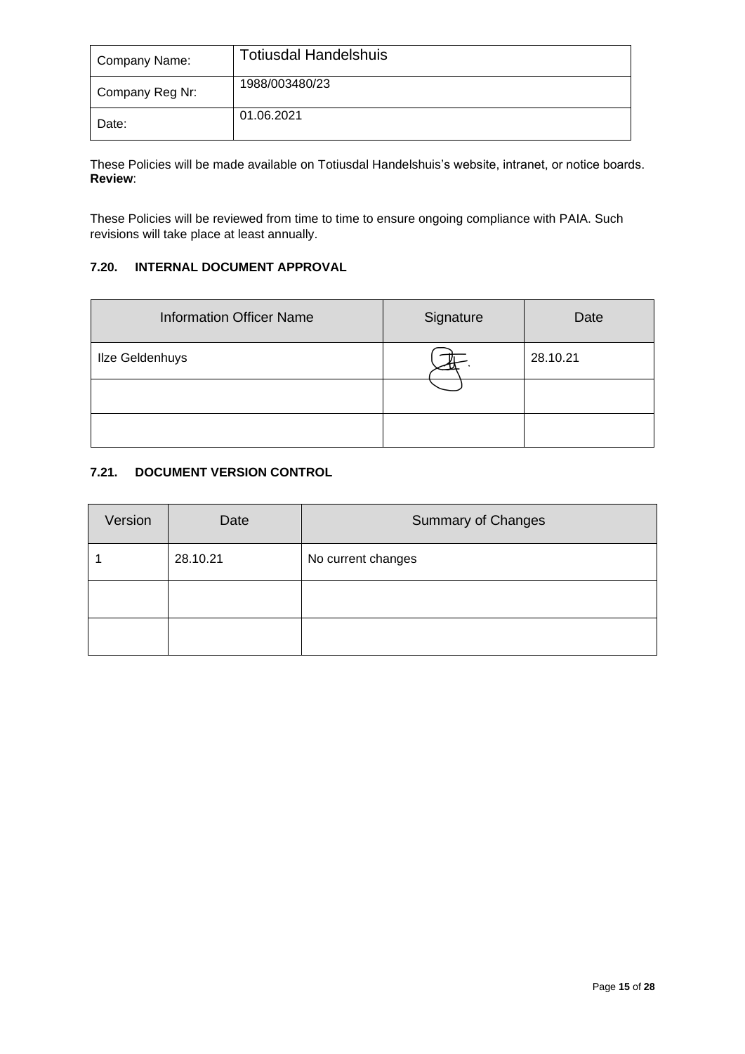| Company Name: | Totiusdal Handelshuis |
|---|---|
| Company Reg Nr: | 1988/003480/23 |
| Date: | 01.06.2021 |

These Policies will be made available on Totiusdal Handelshuis's website, intranet, or notice boards.
**Review**:

These Policies will be reviewed from time to time to ensure ongoing compliance with PAIA. Such revisions will take place at least annually.

### 7.20. INTERNAL DOCUMENT APPROVAL

| Information Officer Name | Signature | Date |
|---|---|---|
| Ilze Geldenhuys | [signature] | 28.10.21 |
| | | |
| | | |

### 7.21. DOCUMENT VERSION CONTROL

| Version | Date | Summary of Changes |
|---|---|---|
| 1 | 28.10.21 | No current changes |
| | | |
| | | |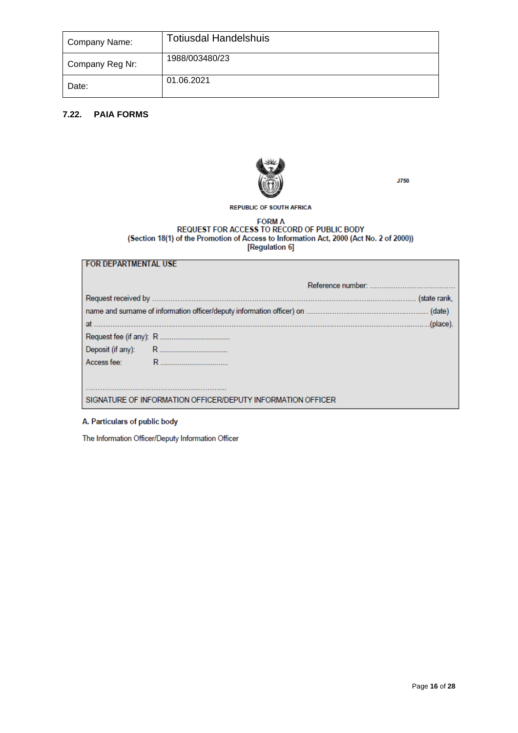| Company Name: | Totiusdal Handelshuis |
|---|---|
| Company Reg Nr: | 1988/003480/23 |
| Date: | 01.06.2021 |

## 7.22. PAIA FORMS

J750

REPUBLIC OF SOUTH AFRICA

FORM A
REQUEST FOR ACCESS TO RECORD OF PUBLIC BODY
**(Section 18(1) of the Promotion of Access to Information Act, 2000 (Act No. 2 of 2000))**
**[Regulation 6]**

| FOR DEPARTMENTAL USE |
|---|
| Reference number: .................................... |
| Request received by .................................................................................................................. (state rank, |
| name and surname of information officer/deputy information officer) on ...................................................... (date) |
| at ...............................................................................................................................................(place). |
| Request fee (if any): R .................................... |
| Deposit (if any): R .................................... |
| Access fee: R .................................... |
| ............................................................... |
| SIGNATURE OF INFORMATION OFFICER/DEPUTY INFORMATION OFFICER |

**A. Particulars of public body**

The Information Officer/Deputy Information Officer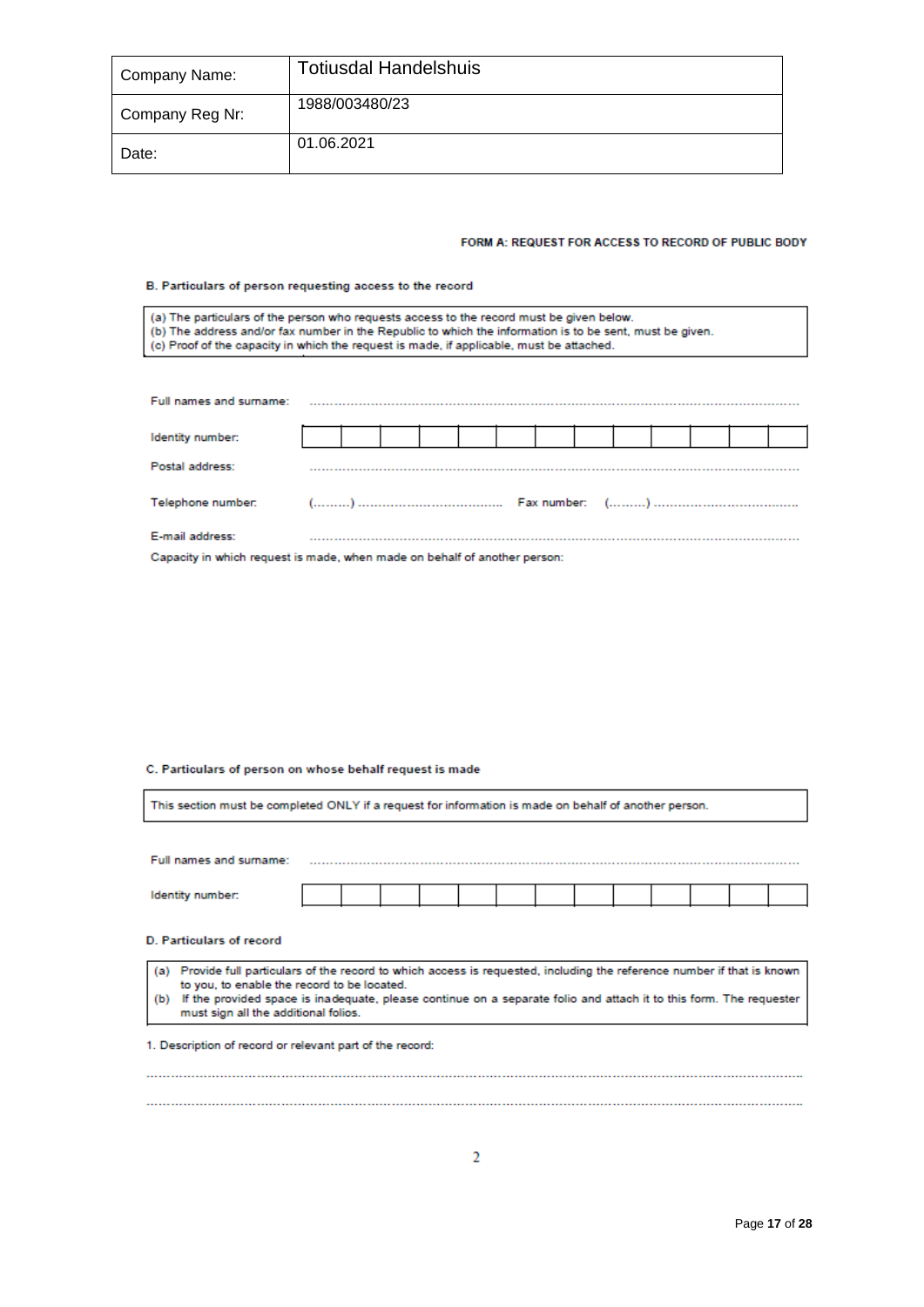| Company Name: | Totiusdal Handelshuis |
|---|---|
| Company Reg Nr: | 1988/003480/23 |
| Date: | 01.06.2021 |

**FORM A: REQUEST FOR ACCESS TO RECORD OF PUBLIC BODY**

**B. Particulars of person requesting access to the record**

(a) The particulars of the person who requests access to the record must be given below.
(b) The address and/or fax number in the Republic to which the information is to be sent, must be given.
(c) Proof of the capacity in which the request is made, if applicable, must be attached.

Full names and surname: ..........................................................................................................

Identity number:

| | | | | | | | | | | | | |
|---|---|---|---|---|---|---|---|---|---|---|---|---|
| | | | | | | | | | | | | |

Postal address: ..........................................................................................................

Telephone number: (.........) .................................... Fax number: (.........) ....................................

E-mail address: ..........................................................................................................

Capacity in which request is made, when made on behalf of another person:

**C. Particulars of person on whose behalf request is made**

This section must be completed ONLY if a request for information is made on behalf of another person.

Full names and surname: ..........................................................................................................

Identity number:

| | | | | | | | | | | | | |
|---|---|---|---|---|---|---|---|---|---|---|---|---|
| | | | | | | | | | | | | |

**D. Particulars of record**

(a) Provide full particulars of the record to which access is requested, including the reference number if that is known to you, to enable the record to be located.
(b) If the provided space is inadequate, please continue on a separate folio and attach it to this form. The requester must sign all the additional folios.

1. Description of record or relevant part of the record:

..........................................................................................................................................................

..........................................................................................................................................................

2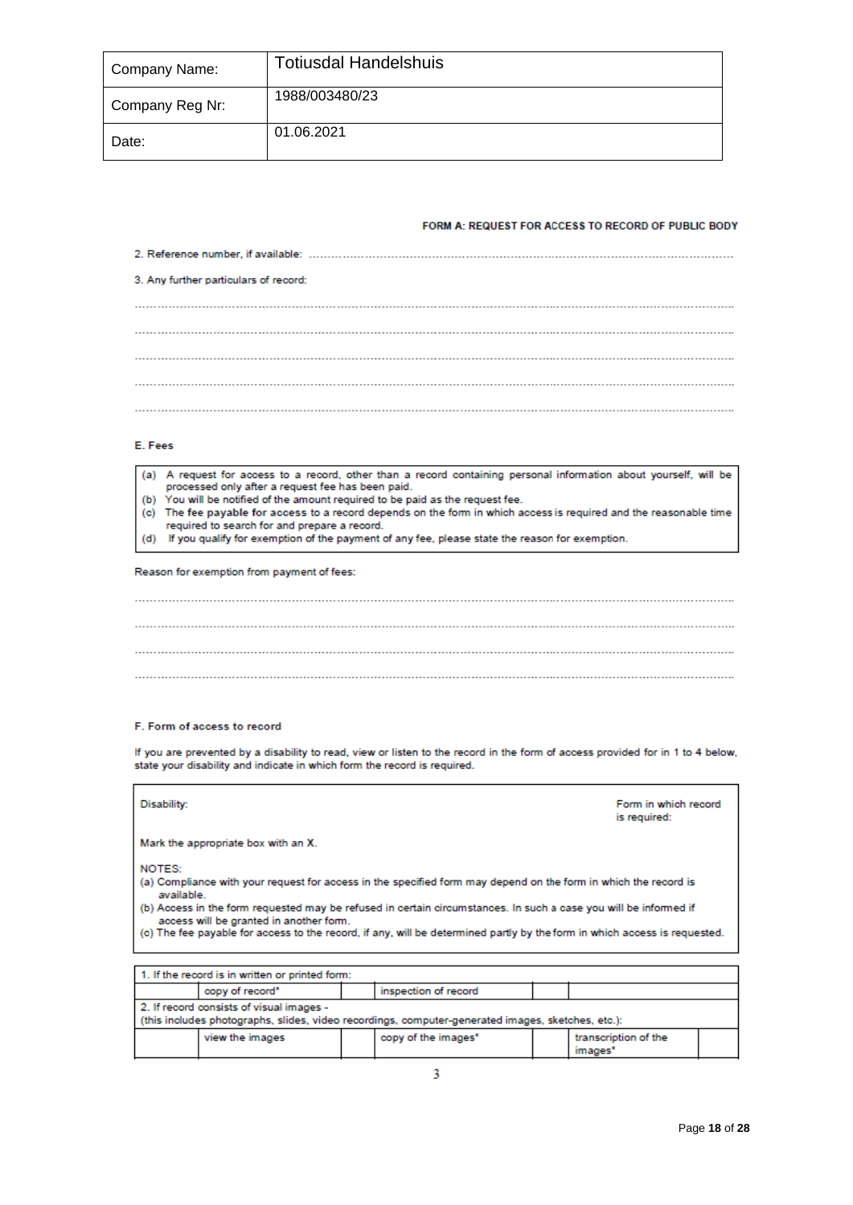| Company Name: | Totiusdal Handelshuis |
|---|---|
| Company Reg Nr: | 1988/003480/23 |
| Date: | 01.06.2021 |

**FORM A: REQUEST FOR ACCESS TO RECORD OF PUBLIC BODY**

2. Reference number, if available: ..................................................................................................................

3. Any further particulars of record:

..................................................................................................................

..................................................................................................................

..................................................................................................................

..................................................................................................................

..................................................................................................................

**E. Fees**

(a) A request for access to a record, other than a record containing personal information about yourself, will be processed only after a request fee has been paid.
(b) You will be notified of the amount required to be paid as the request fee.
(c) The fee payable for access to a record depends on the form in which access is required and the reasonable time required to search for and prepare a record.
(d) If you qualify for exemption of the payment of any fee, please state the reason for exemption.

Reason for exemption from payment of fees:

..................................................................................................................

..................................................................................................................

..................................................................................................................

..................................................................................................................

**F. Form of access to record**

If you are prevented by a disability to read, view or listen to the record in the form of access provided for in 1 to 4 below, state your disability and indicate in which form the record is required.

| Disability: | Form in which record is required: |
|---|---|

Mark the appropriate box with an **X**.

NOTES:
(a) Compliance with your request for access in the specified form may depend on the form in which the record is available.
(b) Access in the form requested may be refused in certain circumstances. In such a case you will be informed if access will be granted in another form.
(c) The fee payable for access to the record, if any, will be determined partly by the form in which access is requested.

| 1. If the record is in written or printed form: | | | | | |
|---|---|---|---|---|---|
| | copy of record* | | inspection of record | | |
| 2. If record consists of visual images - (this includes photographs, slides, video recordings, computer-generated images, sketches, etc.): | | | | | |
| | view the images | | copy of the images* | | transcription of the images* |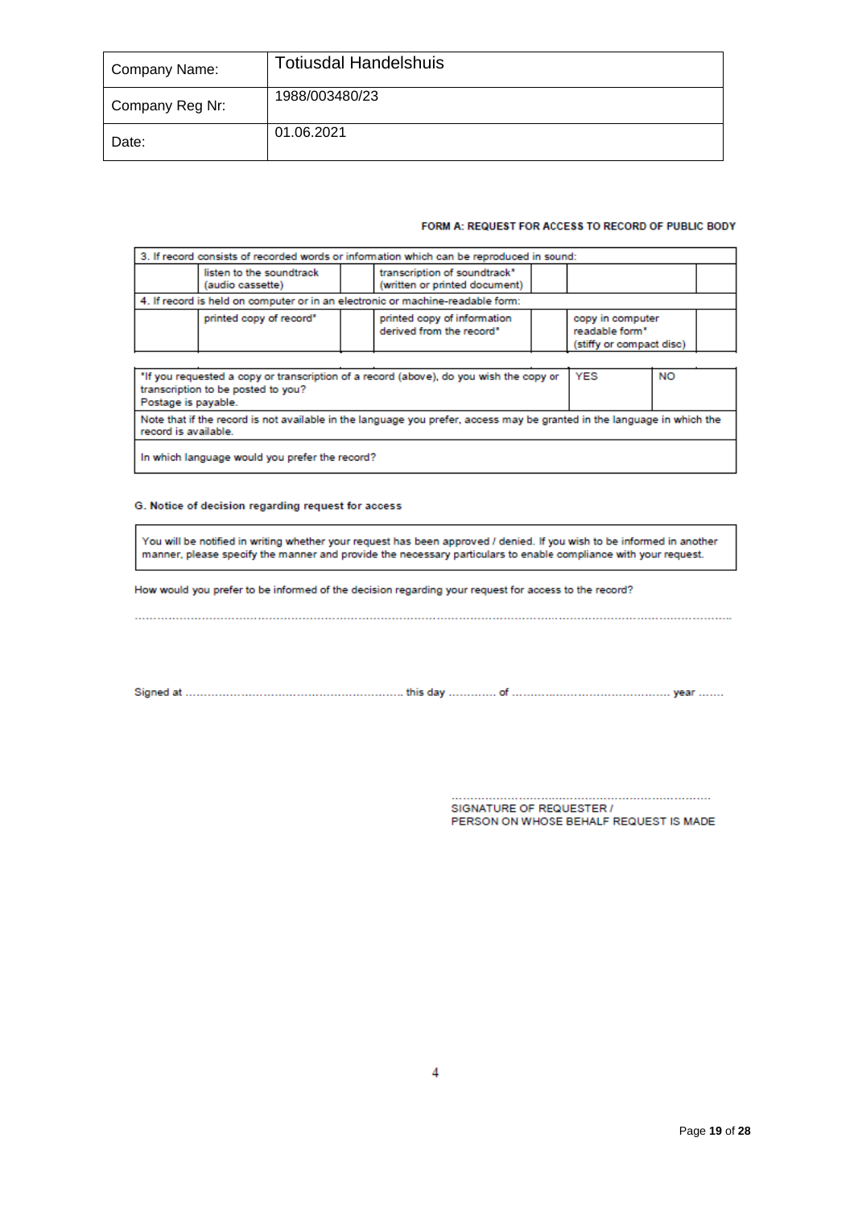| Company Name: | Totiusdal Handelshuis |
| --- | --- |
| Company Reg Nr: | 1988/003480/23 |
| Date: | 01.06.2021 |

**FORM A: REQUEST FOR ACCESS TO RECORD OF PUBLIC BODY**

| 3. If record consists of recorded words or information which can be reproduced in sound: | | | | | | |
| --- | --- | --- | --- | --- | --- | --- |
| | listen to the soundtrack (audio cassette) | | transcription of soundtrack* (written or printed document) | | | |
| 4. If record is held on computer or in an electronic or machine-readable form: | | | | | | |
| | printed copy of record* | | printed copy of information derived from the record* | | copy in computer readable form* (stiffy or compact disc) | |

| *If you requested a copy or transcription of a record (above), do you wish the copy or transcription to be posted to you? Postage is payable. | YES | NO |
| --- | --- | --- |
| Note that if the record is not available in the language you prefer, access may be granted in the language in which the record is available. | | |
| In which language would you prefer the record? | | |

**G. Notice of decision regarding request for access**

You will be notified in writing whether your request has been approved / denied. If you wish to be informed in another manner, please specify the manner and provide the necessary particulars to enable compliance with your request.

How would you prefer to be informed of the decision regarding your request for access to the record?

..........................................................................................................................................................................

Signed at ............................................................ this day ............. of ............................................ year .......

.........................................................................
SIGNATURE OF REQUESTER /
PERSON ON WHOSE BEHALF REQUEST IS MADE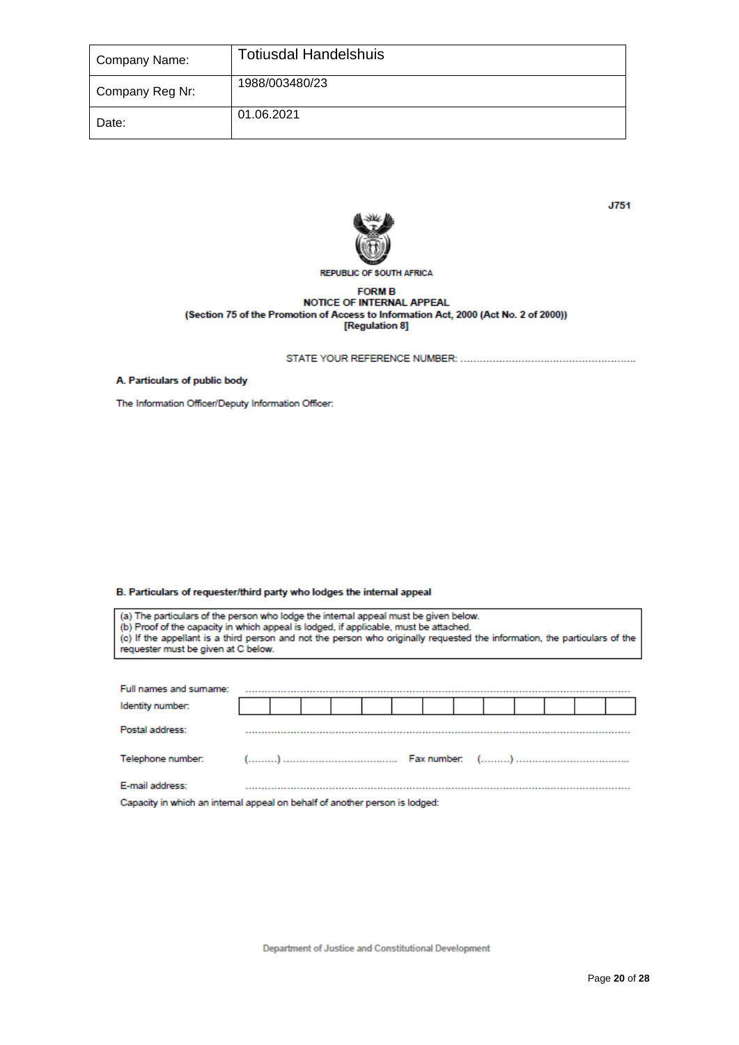| Company Name: | Totiusdal Handelshuis |
|---|---|
| Company Reg Nr: | 1988/003480/23 |
| Date: | 01.06.2021 |

J751

REPUBLIC OF SOUTH AFRICA

**FORM B**
**NOTICE OF INTERNAL APPEAL**
**(Section 75 of the Promotion of Access to Information Act, 2000 (Act No. 2 of 2000))**
**[Regulation 8]**

STATE YOUR REFERENCE NUMBER: ......................................................

**A. Particulars of public body**

The Information Officer/Deputy Information Officer:

**B. Particulars of requester/third party who lodges the internal appeal**

(a) The particulars of the person who lodge the internal appeal must be given below.
(b) Proof of the capacity in which appeal is lodged, if applicable, must be attached.
(c) If the appellant is a third person and not the person who originally requested the information, the particulars of the requester must be given at C below.

Full names and surname: ..............................................................................................................

Identity number:

| | | | | | | | | | | | | |
|---|---|---|---|---|---|---|---|---|---|---|---|---|

Postal address: ..............................................................................................................

Telephone number: (.........) ..................................... Fax number: (.........) .....................................

E-mail address: ..............................................................................................................

Capacity in which an internal appeal on behalf of another person is lodged: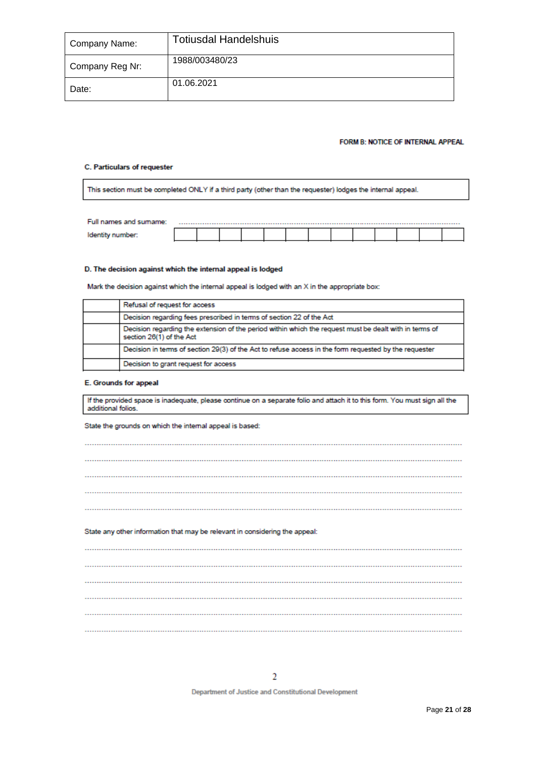| Company Name: | Totiusdal Handelshuis |
|---|---|
| Company Reg Nr: | 1988/003480/23 |
| Date: | 01.06.2021 |

**FORM B: NOTICE OF INTERNAL APPEAL**

**C. Particulars of requester**

| This section must be completed ONLY if a third party (other than the requester) lodges the internal appeal. |
|---|

Full names and surname: ..........................................................................................................

Identity number:

| | | | | | | | | | | | | |
|---|---|---|---|---|---|---|---|---|---|---|---|---|
| | | | | | | | | | | | | |

**D. The decision against which the internal appeal is lodged**

Mark the decision against which the internal appeal is lodged with an X in the appropriate box:

| | |
|---|---|
| | Refusal of request for access |
| | Decision regarding fees prescribed in terms of section 22 of the Act |
| | Decision regarding the extension of the period within which the request must be dealt with in terms of section 26(1) of the Act |
| | Decision in terms of section 29(3) of the Act to refuse access in the form requested by the requester |
| | Decision to grant request for access |

**E. Grounds for appeal**

| If the provided space is inadequate, please continue on a separate folio and attach it to this form. You must sign all the additional folios. |
|---|

State the grounds on which the internal appeal is based:

..........................................................................................................................................

..........................................................................................................................................

..........................................................................................................................................

..........................................................................................................................................

..........................................................................................................................................

State any other information that may be relevant in considering the appeal:

..........................................................................................................................................

..........................................................................................................................................

..........................................................................................................................................

..........................................................................................................................................

..........................................................................................................................................

..........................................................................................................................................

Department of Justice and Constitutional Development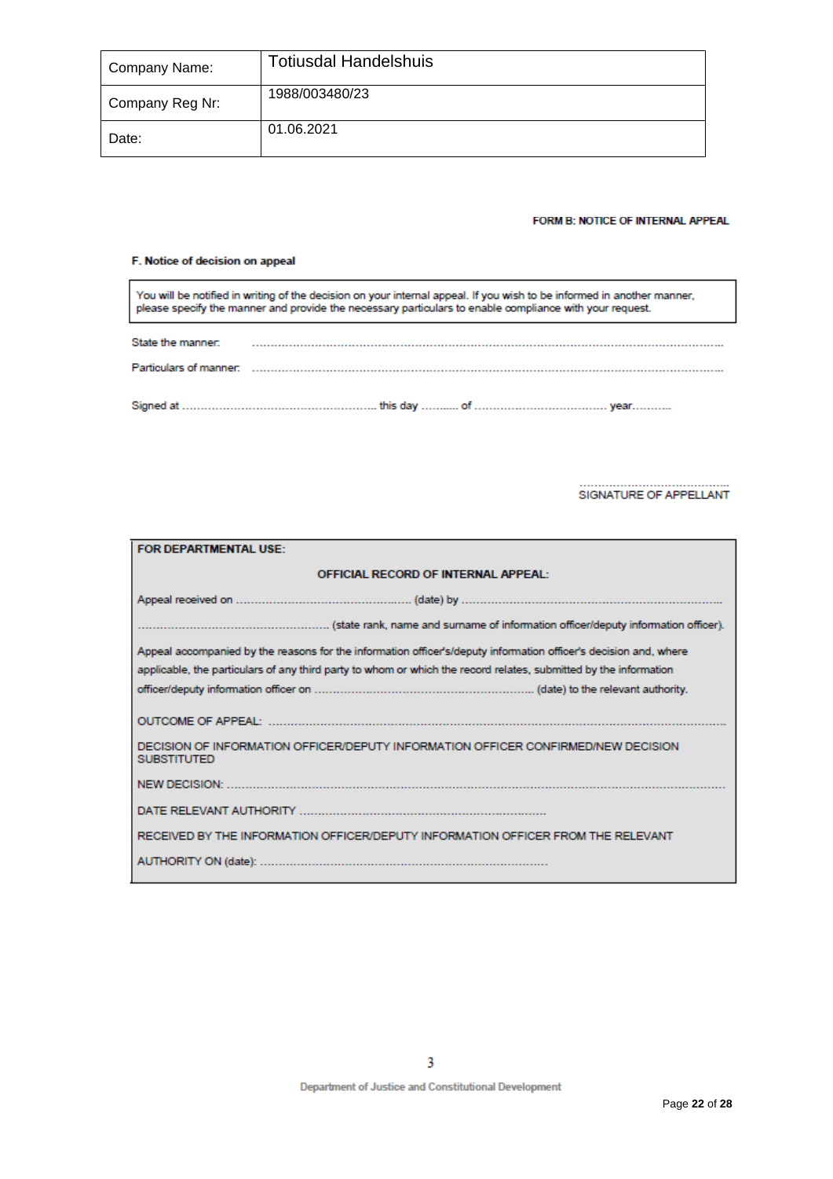| Company Name: | Totiusdal Handelshuis |
|---|---|
| Company Reg Nr: | 1988/003480/23 |
| Date: | 01.06.2021 |

**FORM B: NOTICE OF INTERNAL APPEAL**

**F. Notice of decision on appeal**

| You will be notified in writing of the decision on your internal appeal. If you wish to be informed in another manner, please specify the manner and provide the necessary particulars to enable compliance with your request. |
|---|

State the manner: ..............................................................................................................................

Particulars of manner: ........................................................................................................................

Signed at ...................................................... this day ........... of ................................... year...........

.........................................

SIGNATURE OF APPELLANT

| **FOR DEPARTMENTAL USE:** |
|---|
| **OFFICIAL RECORD OF INTERNAL APPEAL:** |
| Appeal received on ................................................ (date) by .......................................................................... |
| ..................................................... (state rank, name and surname of information officer/deputy information officer). |
| Appeal accompanied by the reasons for the information officer's/deputy information officer's decision and, where applicable, the particulars of any third party to whom or which the record relates, submitted by the information officer/deputy information officer on ............................................................ (date) to the relevant authority. |
| OUTCOME OF APPEAL: ............................................................................................................................ |
| DECISION OF INFORMATION OFFICER/DEPUTY INFORMATION OFFICER CONFIRMED/NEW DECISION SUBSTITUTED |
| NEW DECISION: .......................................................................................................................................... |
| DATE RELEVANT AUTHORITY ..................................................................... |
| RECEIVED BY THE INFORMATION OFFICER/DEPUTY INFORMATION OFFICER FROM THE RELEVANT |
| AUTHORITY ON (date): ................................................................................ |

Department of Justice and Constitutional Development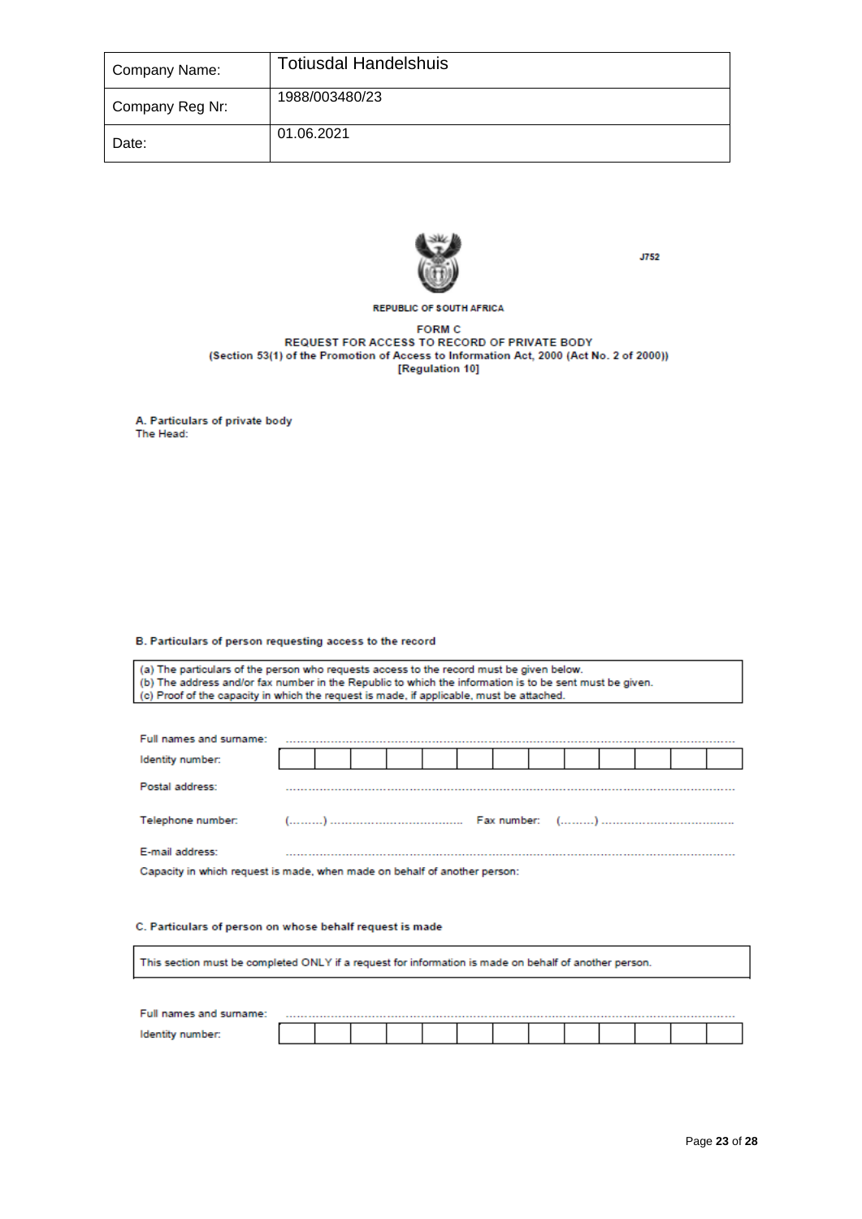| Company Name: | Totiusdal Handelshuis |
|---|---|
| Company Reg Nr: | 1988/003480/23 |
| Date: | 01.06.2021 |

J752

REPUBLIC OF SOUTH AFRICA

**FORM C**
**REQUEST FOR ACCESS TO RECORD OF PRIVATE BODY**
**(Section 53(1) of the Promotion of Access to Information Act, 2000 (Act No. 2 of 2000))**
**[Regulation 10]**

**A. Particulars of private body**
The Head:

**B. Particulars of person requesting access to the record**

(a) The particulars of the person who requests access to the record must be given below.
(b) The address and/or fax number in the Republic to which the information is to be sent must be given.
(c) Proof of the capacity in which the request is made, if applicable, must be attached.

Full names and surname: ..........................................................................................................

| Identity number: | | | | | | | | | | | | | |
|---|---|---|---|---|---|---|---|---|---|---|---|---|---|

Postal address: ..........................................................................................................

Telephone number: (.........) .................................... Fax number: (.........) ....................................

E-mail address: ..........................................................................................................

Capacity in which request is made, when made on behalf of another person:

**C. Particulars of person on whose behalf request is made**

This section must be completed ONLY if a request for information is made on behalf of another person.

Full names and surname: ..........................................................................................................

| Identity number: | | | | | | | | | | | | | |
|---|---|---|---|---|---|---|---|---|---|---|---|---|---|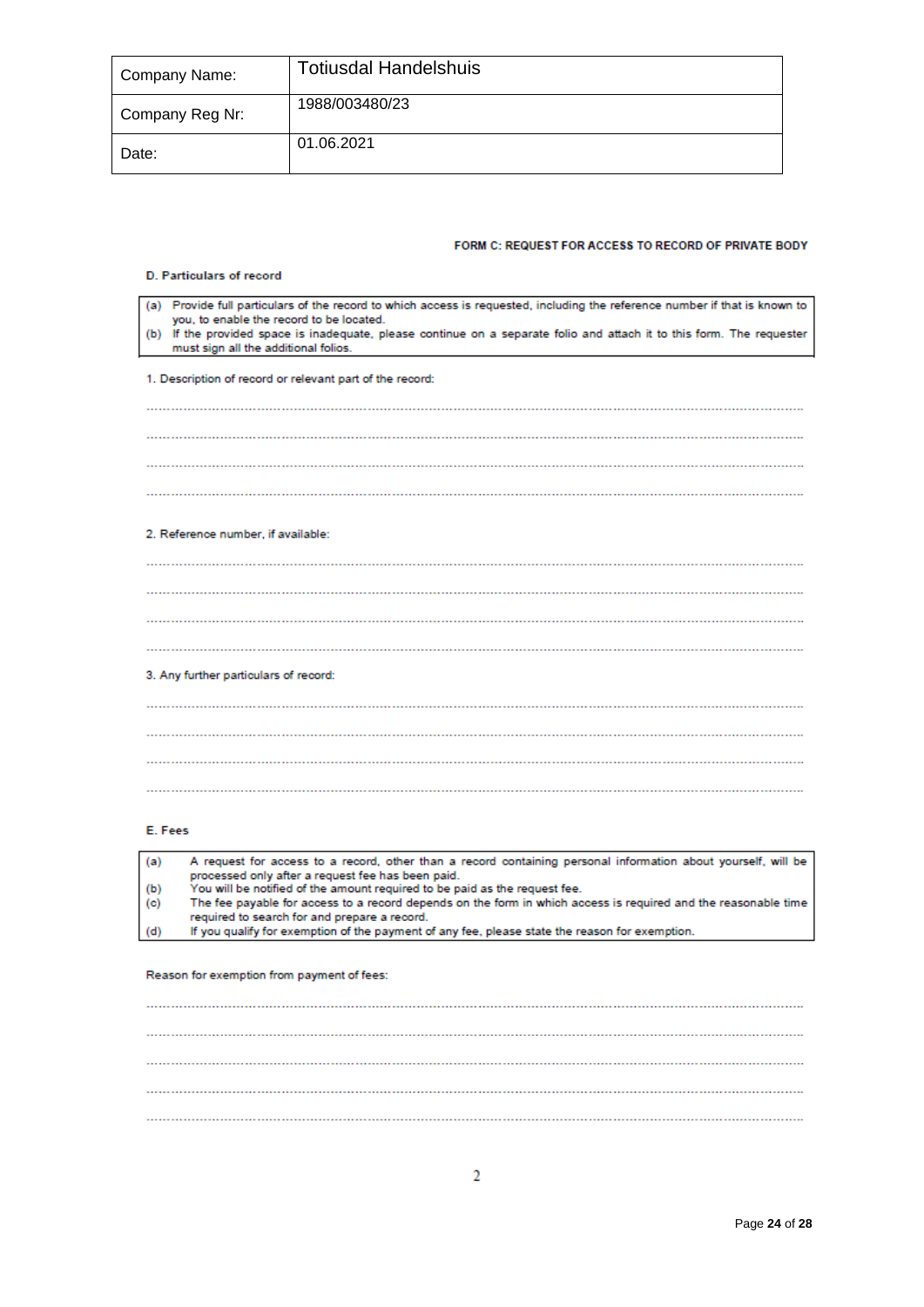| Company Name: | Totiusdal Handelshuis |
| --- | --- |
| Company Reg Nr: | 1988/003480/23 |
| Date: | 01.06.2021 |

**FORM C: REQUEST FOR ACCESS TO RECORD OF PRIVATE BODY**

**D. Particulars of record**

(a) Provide full particulars of the record to which access is requested, including the reference number if that is known to you, to enable the record to be located.
(b) If the provided space is inadequate, please continue on a separate folio and attach it to this form. The requester must sign all the additional folios.

1. Description of record or relevant part of the record:

.....................................................................................................................................................

.....................................................................................................................................................

.....................................................................................................................................................

.....................................................................................................................................................

2. Reference number, if available:

.....................................................................................................................................................

.....................................................................................................................................................

.....................................................................................................................................................

.....................................................................................................................................................

3. Any further particulars of record:

.....................................................................................................................................................

.....................................................................................................................................................

.....................................................................................................................................................

.....................................................................................................................................................

**E. Fees**

(a) A request for access to a record, other than a record containing personal information about yourself, will be processed only after a request fee has been paid.
(b) You will be notified of the amount required to be paid as the request fee.
(c) The fee payable for access to a record depends on the form in which access is required and the reasonable time required to search for and prepare a record.
(d) If you qualify for exemption of the payment of any fee, please state the reason for exemption.

Reason for exemption from payment of fees:

.....................................................................................................................................................

.....................................................................................................................................................

.....................................................................................................................................................

.....................................................................................................................................................

.....................................................................................................................................................

2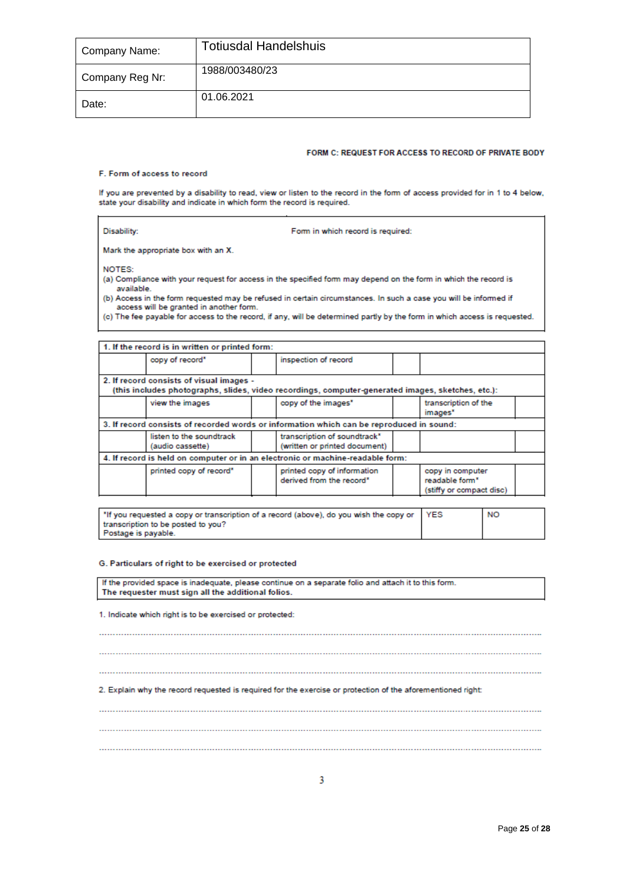| Company Name: | Totiusdal Handelshuis |
|---|---|
| Company Reg Nr: | 1988/003480/23 |
| Date: | 01.06.2021 |

**FORM C: REQUEST FOR ACCESS TO RECORD OF PRIVATE BODY**

**F. Form of access to record**

If you are prevented by a disability to read, view or listen to the record in the form of access provided for in 1 to 4 below, state your disability and indicate in which form the record is required.

Disability: Form in which record is required:

Mark the appropriate box with an **X**.

NOTES:

(a) Compliance with your request for access in the specified form may depend on the form in which the record is available.

(b) Access in the form requested may be refused in certain circumstances. In such a case you will be informed if access will be granted in another form.

(c) The fee payable for access to the record, if any, will be determined partly by the form in which access is requested.

| **1. If the record is in written or printed form:** | | | | | | |
|---|---|---|---|---|---|---|
| | copy of record* | | inspection of record | | | |
| **2. If record consists of visual images - (this includes photographs, slides, video recordings, computer-generated images, sketches, etc.):** | | | | | | |
| | view the images | | copy of the images* | | transcription of the images* | |
| **3. If record consists of recorded words or information which can be reproduced in sound:** | | | | | | |
| | listen to the soundtrack (audio cassette) | | transcription of soundtrack* (written or printed document) | | | |
| **4. If record is held on computer or in an electronic or machine-readable form:** | | | | | | |
| | printed copy of record* | | printed copy of information derived from the record* | | copy in computer readable form* (stiffy or compact disc) | |

| *If you requested a copy or transcription of a record (above), do you wish the copy or transcription to be posted to you? Postage is payable. | YES | NO |
|---|---|---|

**G. Particulars of right to be exercised or protected**

If the provided space is inadequate, please continue on a separate folio and attach it to this form.
**The requester must sign all the additional folios.**

1. Indicate which right is to be exercised or protected:

.....................................................................................................................................................

.....................................................................................................................................................

.....................................................................................................................................................

2. Explain why the record requested is required for the exercise or protection of the aforementioned right:

.....................................................................................................................................................

.....................................................................................................................................................

.....................................................................................................................................................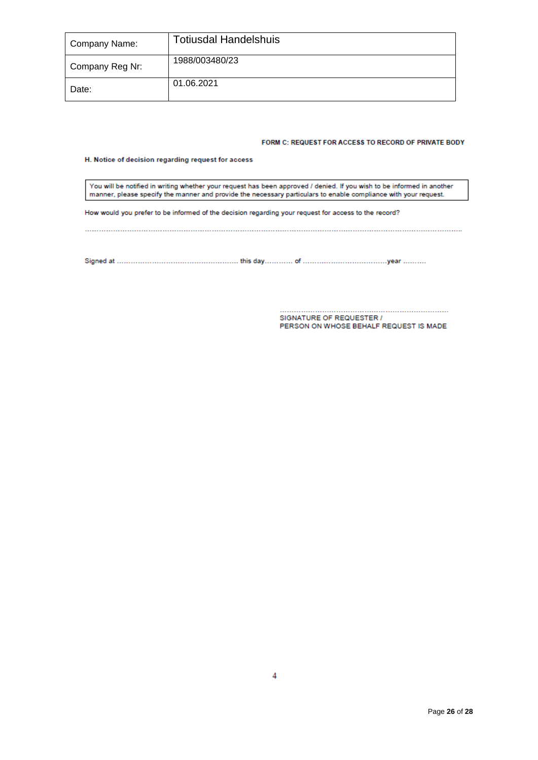| Company Name: | Totiusdal Handelshuis |
|---|---|
| Company Reg Nr: | 1988/003480/23 |
| Date: | 01.06.2021 |

**FORM C: REQUEST FOR ACCESS TO RECORD OF PRIVATE BODY**

**H. Notice of decision regarding request for access**

| You will be notified in writing whether your request has been approved / denied. If you wish to be informed in another manner, please specify the manner and provide the necessary particulars to enable compliance with your request. |
|---|

How would you prefer to be informed of the decision regarding your request for access to the record?

.......................................................................................................................................................................

Signed at ................................................... this day........... of ...................................year ..........

.........................................................................
SIGNATURE OF REQUESTER /
PERSON ON WHOSE BEHALF REQUEST IS MADE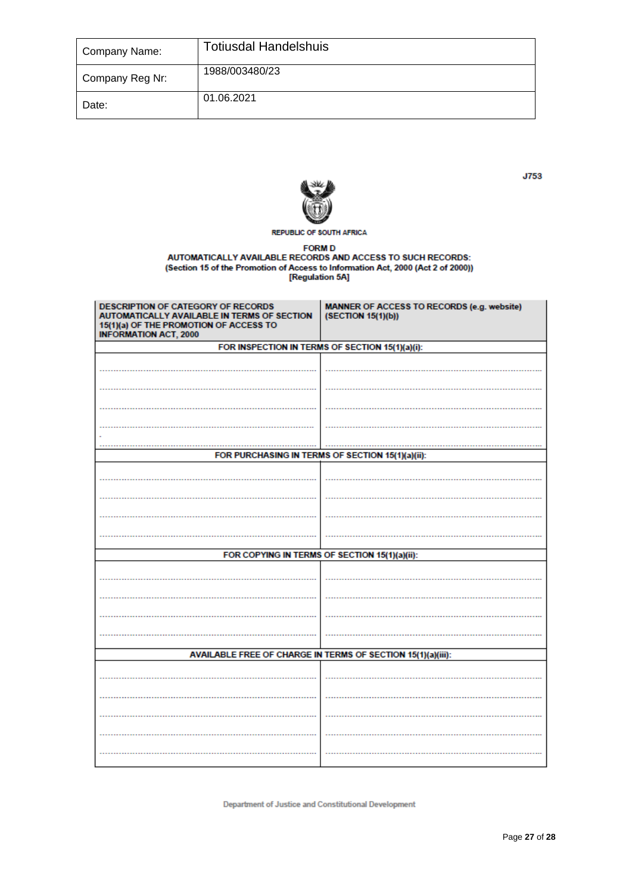| Company Name: | Totiusdal Handelshuis |
|---|---|
| Company Reg Nr: | 1988/003480/23 |
| Date: | 01.06.2021 |

J753

REPUBLIC OF SOUTH AFRICA

**FORM D**
**AUTOMATICALLY AVAILABLE RECORDS AND ACCESS TO SUCH RECORDS:**
**(Section 15 of the Promotion of Access to Information Act, 2000 (Act 2 of 2000))**
**[Regulation 5A]**

| DESCRIPTION OF CATEGORY OF RECORDS AUTOMATICALLY AVAILABLE IN TERMS OF SECTION 15(1)(a) OF THE PROMOTION OF ACCESS TO INFORMATION ACT, 2000 | MANNER OF ACCESS TO RECORDS (e.g. website) (SECTION 15(1)(b)) |
|---|---|
| **FOR INSPECTION IN TERMS OF SECTION 15(1)(a)(i):** | |
| ............................................................ | ............................................................ |
| ............................................................ | ............................................................ |
| ............................................................ | ............................................................ |
| ............................................................ | ............................................................ |
| ............................................................ | ............................................................ |
| **FOR PURCHASING IN TERMS OF SECTION 15(1)(a)(ii):** | |
| ............................................................ | ............................................................ |
| ............................................................ | ............................................................ |
| ............................................................ | ............................................................ |
| ............................................................ | ............................................................ |
| **FOR COPYING IN TERMS OF SECTION 15(1)(a)(ii):** | |
| ............................................................ | ............................................................ |
| ............................................................ | ............................................................ |
| ............................................................ | ............................................................ |
| ............................................................ | ............................................................ |
| **AVAILABLE FREE OF CHARGE IN TERMS OF SECTION 15(1)(a)(iii):** | |
| ............................................................ | ............................................................ |
| ............................................................ | ............................................................ |
| ............................................................ | ............................................................ |
| ............................................................ | ............................................................ |
| ............................................................ | ............................................................ |

Department of Justice and Constitutional Development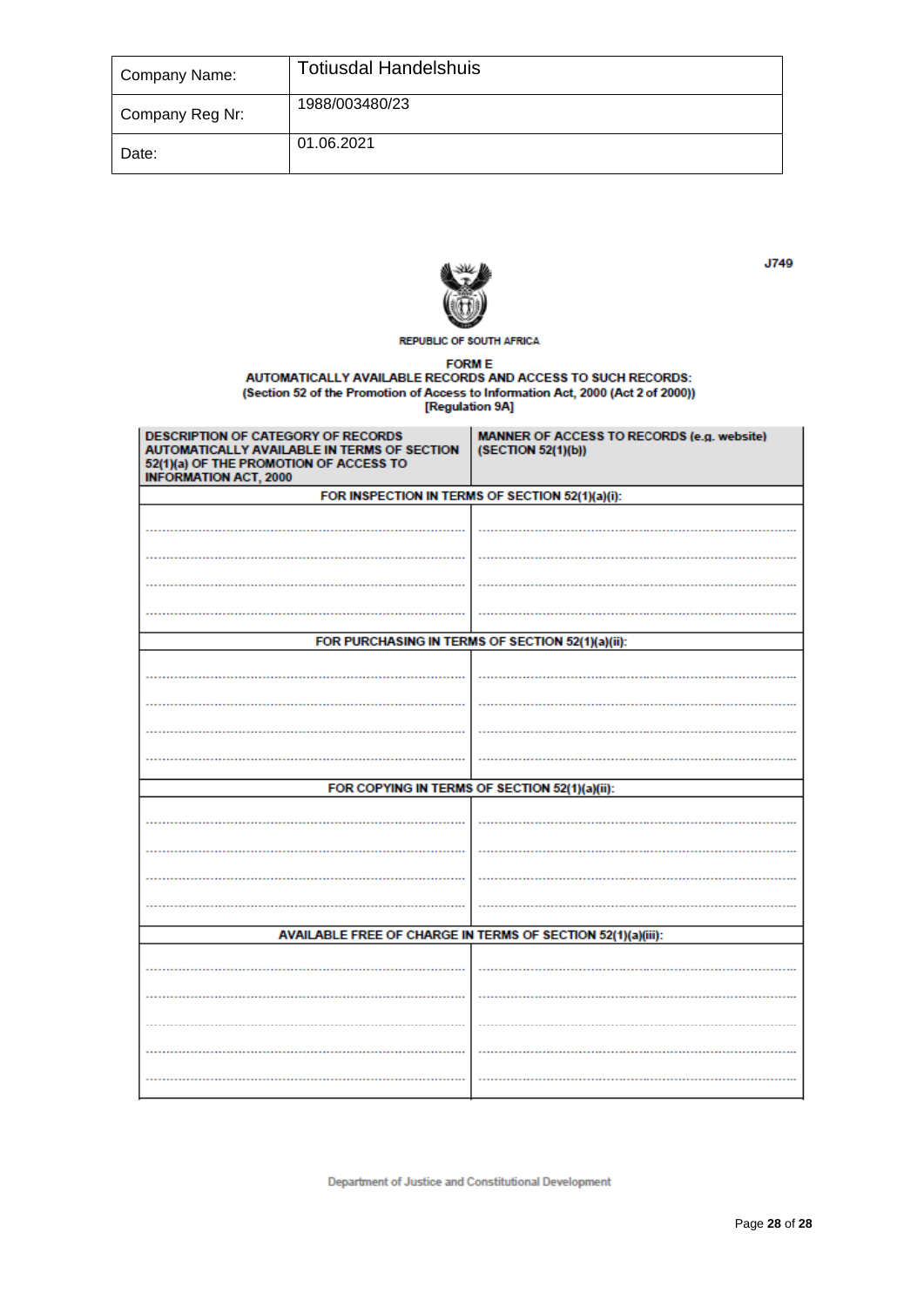| Company Name: | Totiusdal Handelshuis |
| --- | --- |
| Company Reg Nr: | 1988/003480/23 |
| Date: | 01.06.2021 |

J749

REPUBLIC OF SOUTH AFRICA

**FORM E**
**AUTOMATICALLY AVAILABLE RECORDS AND ACCESS TO SUCH RECORDS:**
**(Section 52 of the Promotion of Access to Information Act, 2000 (Act 2 of 2000))**
**[Regulation 9A]**

| DESCRIPTION OF CATEGORY OF RECORDS AUTOMATICALLY AVAILABLE IN TERMS OF SECTION 52(1)(a) OF THE PROMOTION OF ACCESS TO INFORMATION ACT, 2000 | MANNER OF ACCESS TO RECORDS (e.g. website) (SECTION 52(1)(b)) |
| --- | --- |
| **FOR INSPECTION IN TERMS OF SECTION 52(1)(a)(i):** | |
| ...................................................................... | ...................................................................... |
| ...................................................................... | ...................................................................... |
| ...................................................................... | ...................................................................... |
| ...................................................................... | ...................................................................... |
| **FOR PURCHASING IN TERMS OF SECTION 52(1)(a)(ii):** | |
| ...................................................................... | ...................................................................... |
| ...................................................................... | ...................................................................... |
| ...................................................................... | ...................................................................... |
| ...................................................................... | ...................................................................... |
| **FOR COPYING IN TERMS OF SECTION 52(1)(a)(ii):** | |
| ...................................................................... | ...................................................................... |
| ...................................................................... | ...................................................................... |
| ...................................................................... | ...................................................................... |
| ...................................................................... | ...................................................................... |
| **AVAILABLE FREE OF CHARGE IN TERMS OF SECTION 52(1)(a)(iii):** | |
| ...................................................................... | ...................................................................... |
| ...................................................................... | ...................................................................... |
| ...................................................................... | ...................................................................... |
| ...................................................................... | ...................................................................... |
| ...................................................................... | ...................................................................... |

Department of Justice and Constitutional Development